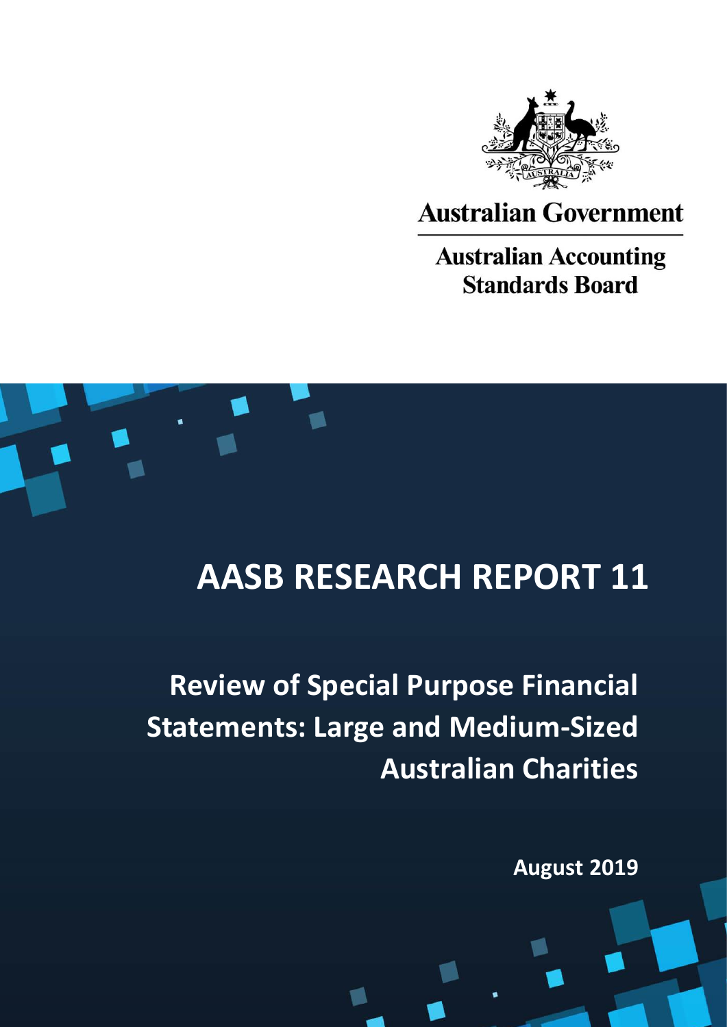Australian Government

Australian Accounting Standards Board

# AASB RESEARCH REPORT 11

## Review of Special Purpose Financial Statements: Large and Medium-Sized Australian Charities

**August 2019**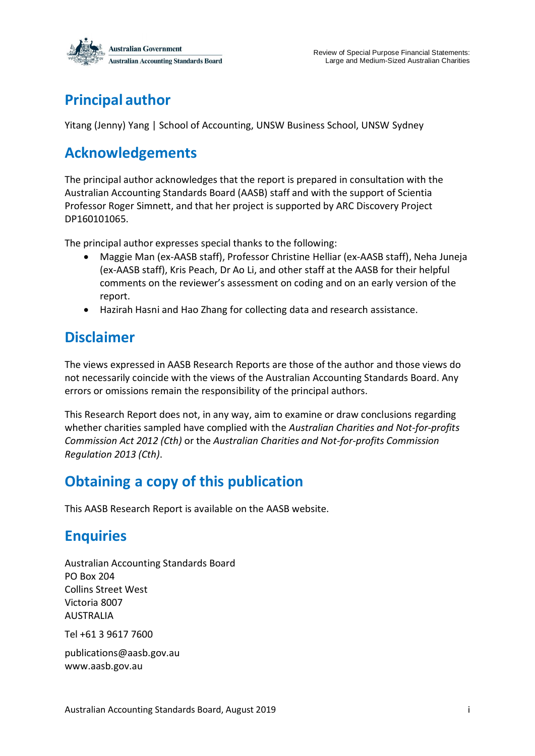## Principal author

Yitang (Jenny) Yang | School of Accounting, UNSW Business School, UNSW Sydney

## Acknowledgements

The principal author acknowledges that the report is prepared in consultation with the Australian Accounting Standards Board (AASB) staff and with the support of Scientia Professor Roger Simnett, and that her project is supported by ARC Discovery Project DP160101065.

The principal author expresses special thanks to the following:

- Maggie Man (ex-AASB staff), Professor Christine Helliar (ex-AASB staff), Neha Juneja (ex-AASB staff), Kris Peach, Dr Ao Li, and other staff at the AASB for their helpful comments on the reviewer's assessment on coding and on an early version of the report.
- Hazirah Hasni and Hao Zhang for collecting data and research assistance.

## Disclaimer

The views expressed in AASB Research Reports are those of the author and those views do not necessarily coincide with the views of the Australian Accounting Standards Board. Any errors or omissions remain the responsibility of the principal authors.

This Research Report does not, in any way, aim to examine or draw conclusions regarding whether charities sampled have complied with the *Australian Charities and Not-for-profits Commission Act 2012 (Cth)* or the *Australian Charities and Not-for-profits Commission Regulation 2013 (Cth)*.

## Obtaining a copy of this publication

This AASB Research Report is available on the AASB website.

## Enquiries

Australian Accounting Standards Board
PO Box 204
Collins Street West
Victoria 8007
AUSTRALIA

Tel +61 3 9617 7600

publications@aasb.gov.au
www.aasb.gov.au

Australian Accounting Standards Board, August 2019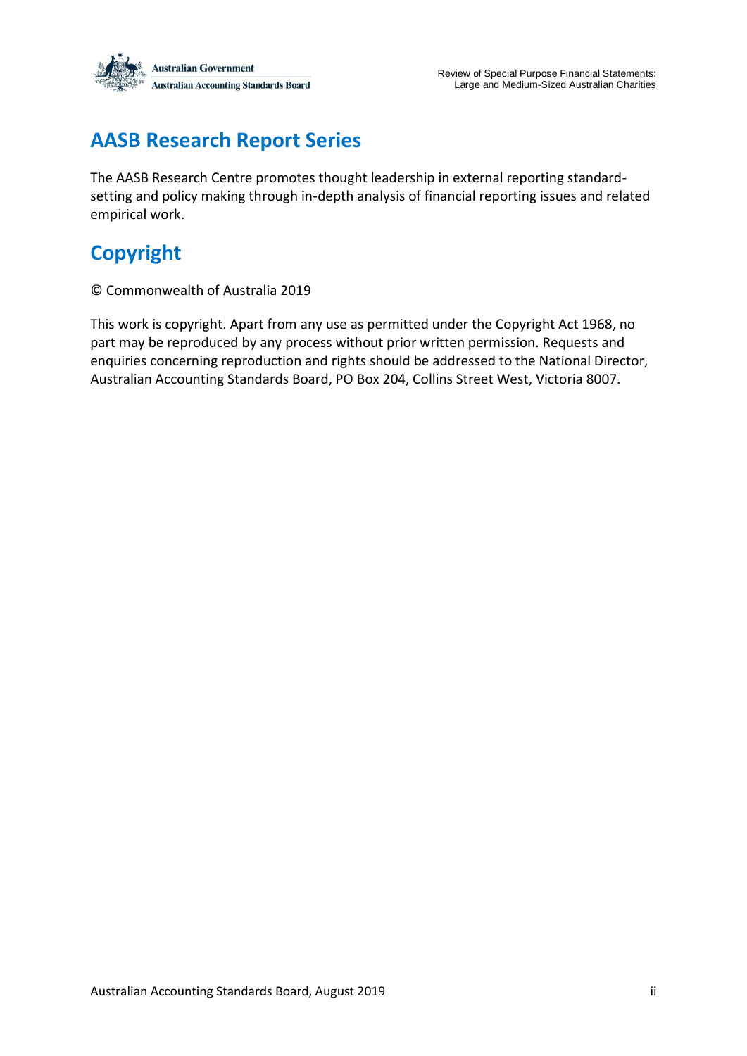## AASB Research Report Series

The AASB Research Centre promotes thought leadership in external reporting standard-setting and policy making through in-depth analysis of financial reporting issues and related empirical work.

## Copyright

© Commonwealth of Australia 2019

This work is copyright. Apart from any use as permitted under the Copyright Act 1968, no part may be reproduced by any process without prior written permission. Requests and enquiries concerning reproduction and rights should be addressed to the National Director, Australian Accounting Standards Board, PO Box 204, Collins Street West, Victoria 8007.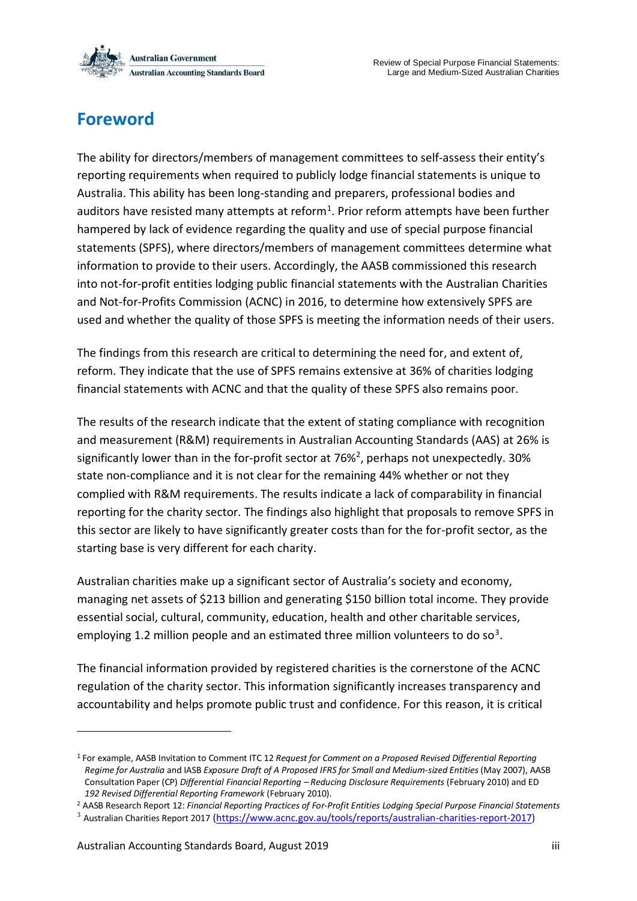## Foreword

The ability for directors/members of management committees to self-assess their entity's reporting requirements when required to publicly lodge financial statements is unique to Australia. This ability has been long-standing and preparers, professional bodies and auditors have resisted many attempts at reform[1]. Prior reform attempts have been further hampered by lack of evidence regarding the quality and use of special purpose financial statements (SPFS), where directors/members of management committees determine what information to provide to their users. Accordingly, the AASB commissioned this research into not-for-profit entities lodging public financial statements with the Australian Charities and Not-for-Profits Commission (ACNC) in 2016, to determine how extensively SPFS are used and whether the quality of those SPFS is meeting the information needs of their users.

The findings from this research are critical to determining the need for, and extent of, reform. They indicate that the use of SPFS remains extensive at 36% of charities lodging financial statements with ACNC and that the quality of these SPFS also remains poor.

The results of the research indicate that the extent of stating compliance with recognition and measurement (R&M) requirements in Australian Accounting Standards (AAS) at 26% is significantly lower than in the for-profit sector at 76%[2], perhaps not unexpectedly. 30% state non-compliance and it is not clear for the remaining 44% whether or not they complied with R&M requirements. The results indicate a lack of comparability in financial reporting for the charity sector. The findings also highlight that proposals to remove SPFS in this sector are likely to have significantly greater costs than for the for-profit sector, as the starting base is very different for each charity.

Australian charities make up a significant sector of Australia's society and economy, managing net assets of $213 billion and generating $150 billion total income. They provide essential social, cultural, community, education, health and other charitable services, employing 1.2 million people and an estimated three million volunteers to do so[3].

The financial information provided by registered charities is the cornerstone of the ACNC regulation of the charity sector. This information significantly increases transparency and accountability and helps promote public trust and confidence. For this reason, it is critical

---

[1] For example, AASB Invitation to Comment ITC 12 *Request for Comment on a Proposed Revised Differential Reporting Regime for Australia* and IASB *Exposure Draft of A Proposed IFRS for Small and Medium-sized Entities* (May 2007), AASB Consultation Paper (CP) *Differential Financial Reporting – Reducing Disclosure Requirements* (February 2010) and ED *192 Revised Differential Reporting Framework* (February 2010).

[2] AASB Research Report 12: *Financial Reporting Practices of For-Profit Entities Lodging Special Purpose Financial Statements*

[3] Australian Charities Report 2017 (https://www.acnc.gov.au/tools/reports/australian-charities-report-2017)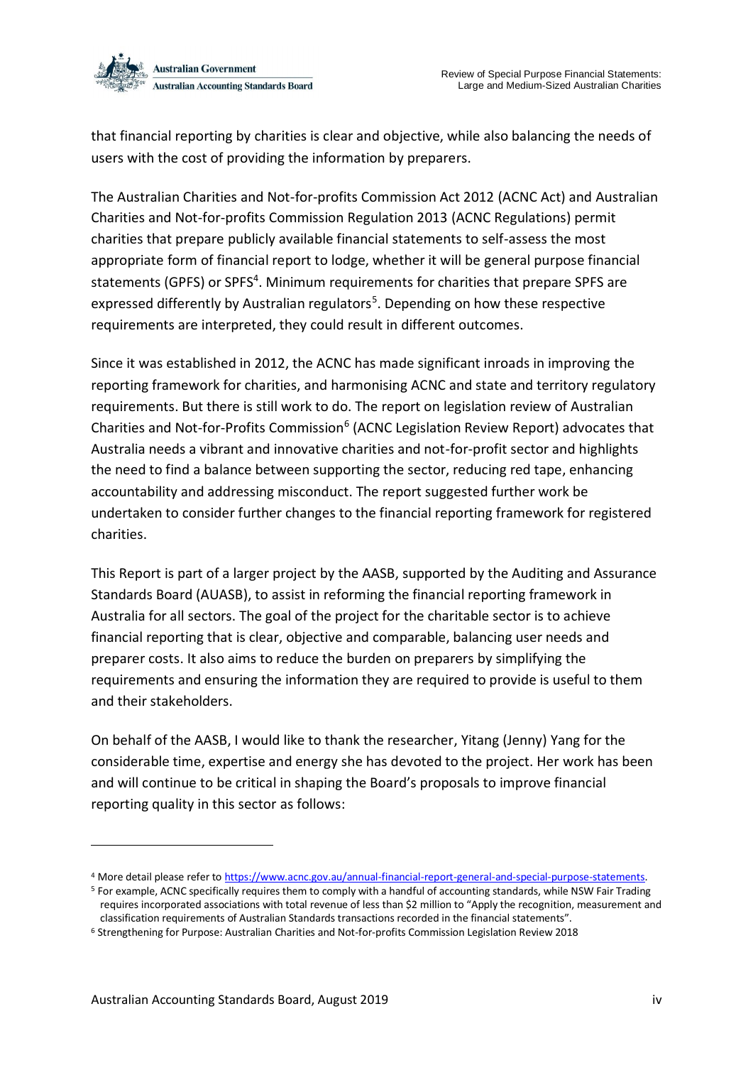that financial reporting by charities is clear and objective, while also balancing the needs of users with the cost of providing the information by preparers.

The Australian Charities and Not-for-profits Commission Act 2012 (ACNC Act) and Australian Charities and Not-for-profits Commission Regulation 2013 (ACNC Regulations) permit charities that prepare publicly available financial statements to self-assess the most appropriate form of financial report to lodge, whether it will be general purpose financial statements (GPFS) or SPFS[4]. Minimum requirements for charities that prepare SPFS are expressed differently by Australian regulators[5]. Depending on how these respective requirements are interpreted, they could result in different outcomes.

Since it was established in 2012, the ACNC has made significant inroads in improving the reporting framework for charities, and harmonising ACNC and state and territory regulatory requirements. But there is still work to do. The report on legislation review of Australian Charities and Not-for-Profits Commission[6] (ACNC Legislation Review Report) advocates that Australia needs a vibrant and innovative charities and not-for-profit sector and highlights the need to find a balance between supporting the sector, reducing red tape, enhancing accountability and addressing misconduct. The report suggested further work be undertaken to consider further changes to the financial reporting framework for registered charities.

This Report is part of a larger project by the AASB, supported by the Auditing and Assurance Standards Board (AUASB), to assist in reforming the financial reporting framework in Australia for all sectors. The goal of the project for the charitable sector is to achieve financial reporting that is clear, objective and comparable, balancing user needs and preparer costs. It also aims to reduce the burden on preparers by simplifying the requirements and ensuring the information they are required to provide is useful to them and their stakeholders.

On behalf of the AASB, I would like to thank the researcher, Yitang (Jenny) Yang for the considerable time, expertise and energy she has devoted to the project. Her work has been and will continue to be critical in shaping the Board's proposals to improve financial reporting quality in this sector as follows:

---

[4] More detail please refer to https://www.acnc.gov.au/annual-financial-report-general-and-special-purpose-statements.

[5] For example, ACNC specifically requires them to comply with a handful of accounting standards, while NSW Fair Trading requires incorporated associations with total revenue of less than $2 million to "Apply the recognition, measurement and classification requirements of Australian Standards transactions recorded in the financial statements".

[6] Strengthening for Purpose: Australian Charities and Not-for-profits Commission Legislation Review 2018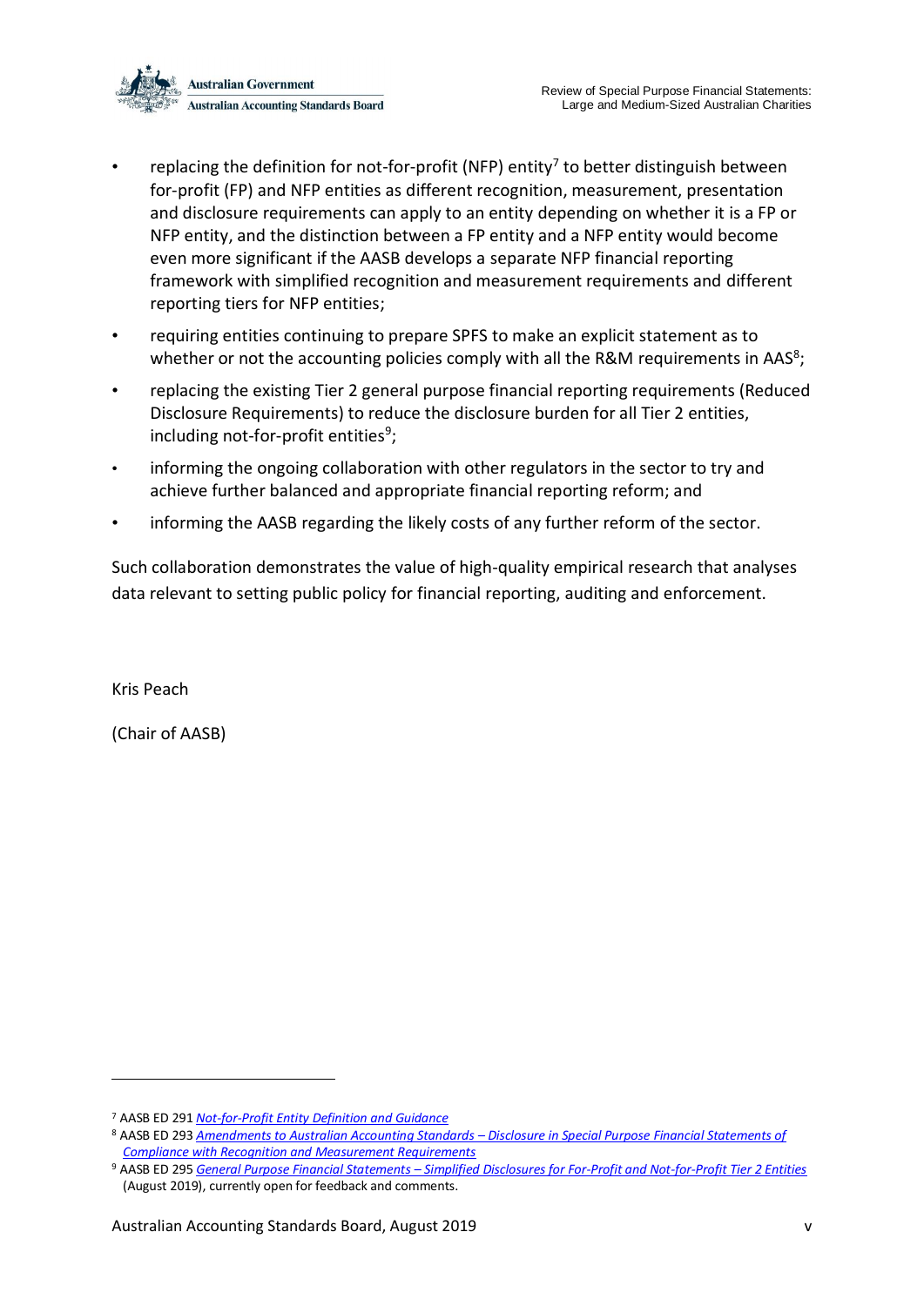- replacing the definition for not-for-profit (NFP) entity[7] to better distinguish between for-profit (FP) and NFP entities as different recognition, measurement, presentation and disclosure requirements can apply to an entity depending on whether it is a FP or NFP entity, and the distinction between a FP entity and a NFP entity would become even more significant if the AASB develops a separate NFP financial reporting framework with simplified recognition and measurement requirements and different reporting tiers for NFP entities;
- requiring entities continuing to prepare SPFS to make an explicit statement as to whether or not the accounting policies comply with all the R&M requirements in AAS[8];
- replacing the existing Tier 2 general purpose financial reporting requirements (Reduced Disclosure Requirements) to reduce the disclosure burden for all Tier 2 entities, including not-for-profit entities[9];
- informing the ongoing collaboration with other regulators in the sector to try and achieve further balanced and appropriate financial reporting reform; and
- informing the AASB regarding the likely costs of any further reform of the sector.

Such collaboration demonstrates the value of high-quality empirical research that analyses data relevant to setting public policy for financial reporting, auditing and enforcement.

Kris Peach

(Chair of AASB)

---

[7] AASB ED 291 *Not-for-Profit Entity Definition and Guidance*

[8] AASB ED 293 *Amendments to Australian Accounting Standards – Disclosure in Special Purpose Financial Statements of Compliance with Recognition and Measurement Requirements*

[9] AASB ED 295 *General Purpose Financial Statements – Simplified Disclosures for For-Profit and Not-for-Profit Tier 2 Entities* (August 2019), currently open for feedback and comments.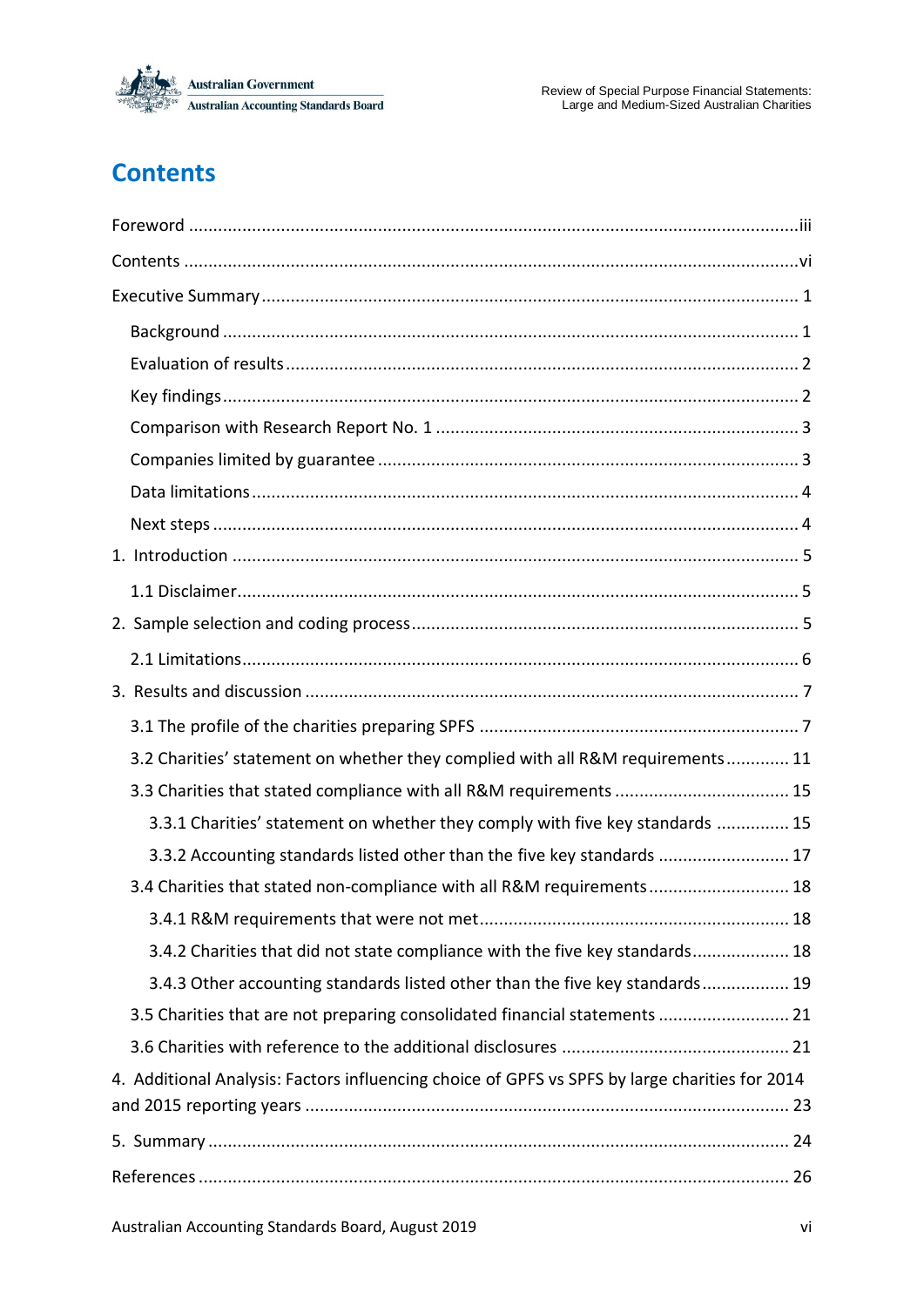# Contents

Foreword ........................................................................................................................iii

Contents ........................................................................................................................vi

Executive Summary ........................................................................................................ 1

- Background ................................................................................................................ 1
- Evaluation of results ................................................................................................... 2
- Key findings ................................................................................................................ 2
- Comparison with Research Report No. 1 .................................................................... 3
- Companies limited by guarantee ................................................................................ 3
- Data limitations ........................................................................................................... 4
- Next steps .................................................................................................................. 4

1. Introduction .............................................................................................................. 5
   - 1.1 Disclaimer ............................................................................................................ 5
2. Sample selection and coding process ........................................................................ 5
   - 2.1 Limitations ........................................................................................................... 6
3. Results and discussion ............................................................................................... 7
   - 3.1 The profile of the charities preparing SPFS ........................................................... 7
   - 3.2 Charities' statement on whether they complied with all R&M requirements ........ 11
   - 3.3 Charities that stated compliance with all R&M requirements ............................... 15
     - 3.3.1 Charities' statement on whether they comply with five key standards ............... 15
     - 3.3.2 Accounting standards listed other than the five key standards ......................... 17
   - 3.4 Charities that stated non-compliance with all R&M requirements ......................... 18
     - 3.4.1 R&M requirements that were not met ............................................................... 18
     - 3.4.2 Charities that did not state compliance with the five key standards .................. 18
     - 3.4.3 Other accounting standards listed other than the five key standards ................. 19
   - 3.5 Charities that are not preparing consolidated financial statements ....................... 21
   - 3.6 Charities with reference to the additional disclosures .......................................... 21
4. Additional Analysis: Factors influencing choice of GPFS vs SPFS by large charities for 2014 and 2015 reporting years ........................................................................................ 23
5. Summary .................................................................................................................. 24

References ..................................................................................................................... 26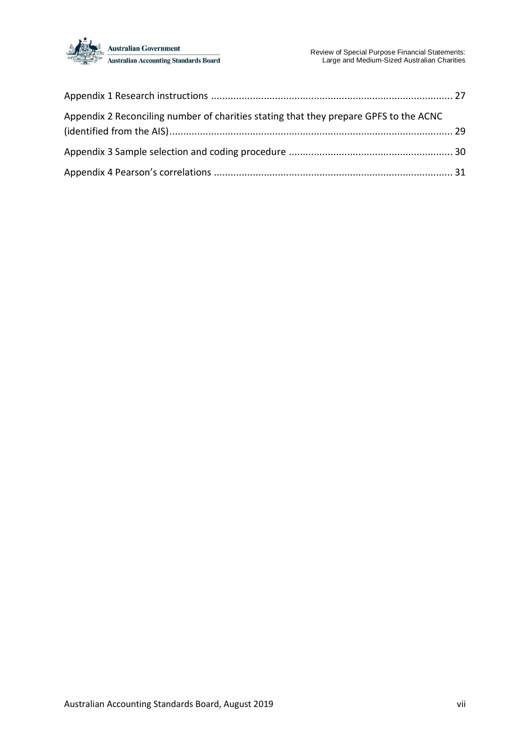Appendix 1 Research instructions ..................................................................................... 27

Appendix 2 Reconciling number of charities stating that they prepare GPFS to the ACNC (identified from the AIS)..................................................................................................... 29

Appendix 3 Sample selection and coding procedure .......................................................... 30

Appendix 4 Pearson's correlations ..................................................................................... 31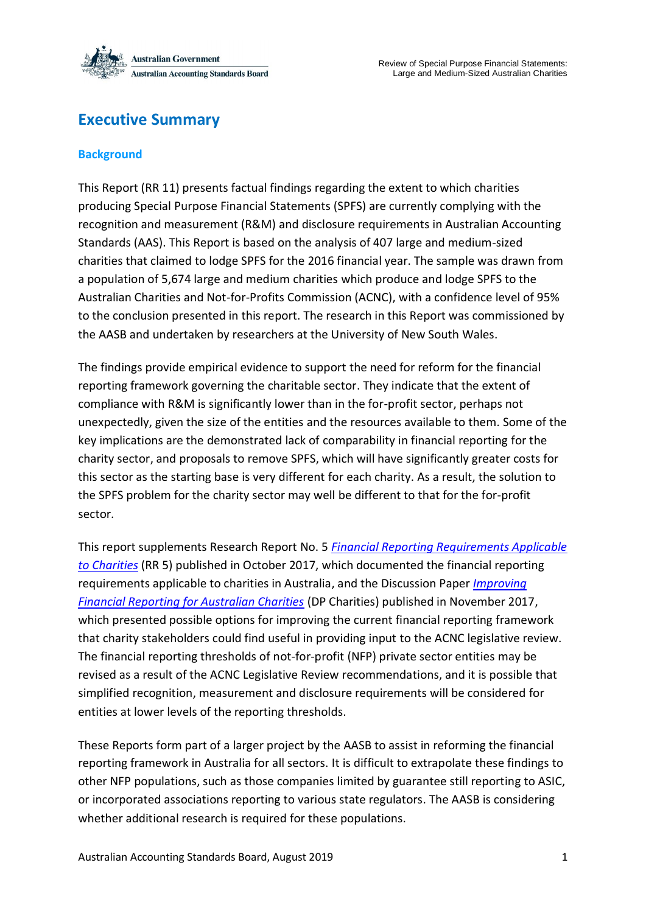# Executive Summary

## Background

This Report (RR 11) presents factual findings regarding the extent to which charities producing Special Purpose Financial Statements (SPFS) are currently complying with the recognition and measurement (R&M) and disclosure requirements in Australian Accounting Standards (AAS). This Report is based on the analysis of 407 large and medium-sized charities that claimed to lodge SPFS for the 2016 financial year. The sample was drawn from a population of 5,674 large and medium charities which produce and lodge SPFS to the Australian Charities and Not-for-Profits Commission (ACNC), with a confidence level of 95% to the conclusion presented in this report. The research in this Report was commissioned by the AASB and undertaken by researchers at the University of New South Wales.

The findings provide empirical evidence to support the need for reform for the financial reporting framework governing the charitable sector. They indicate that the extent of compliance with R&M is significantly lower than in the for-profit sector, perhaps not unexpectedly, given the size of the entities and the resources available to them. Some of the key implications are the demonstrated lack of comparability in financial reporting for the charity sector, and proposals to remove SPFS, which will have significantly greater costs for this sector as the starting base is very different for each charity. As a result, the solution to the SPFS problem for the charity sector may well be different to that for the for-profit sector.

This report supplements Research Report No. 5 *Financial Reporting Requirements Applicable to Charities* (RR 5) published in October 2017, which documented the financial reporting requirements applicable to charities in Australia, and the Discussion Paper *Improving Financial Reporting for Australian Charities* (DP Charities) published in November 2017, which presented possible options for improving the current financial reporting framework that charity stakeholders could find useful in providing input to the ACNC legislative review. The financial reporting thresholds of not-for-profit (NFP) private sector entities may be revised as a result of the ACNC Legislative Review recommendations, and it is possible that simplified recognition, measurement and disclosure requirements will be considered for entities at lower levels of the reporting thresholds.

These Reports form part of a larger project by the AASB to assist in reforming the financial reporting framework in Australia for all sectors. It is difficult to extrapolate these findings to other NFP populations, such as those companies limited by guarantee still reporting to ASIC, or incorporated associations reporting to various state regulators. The AASB is considering whether additional research is required for these populations.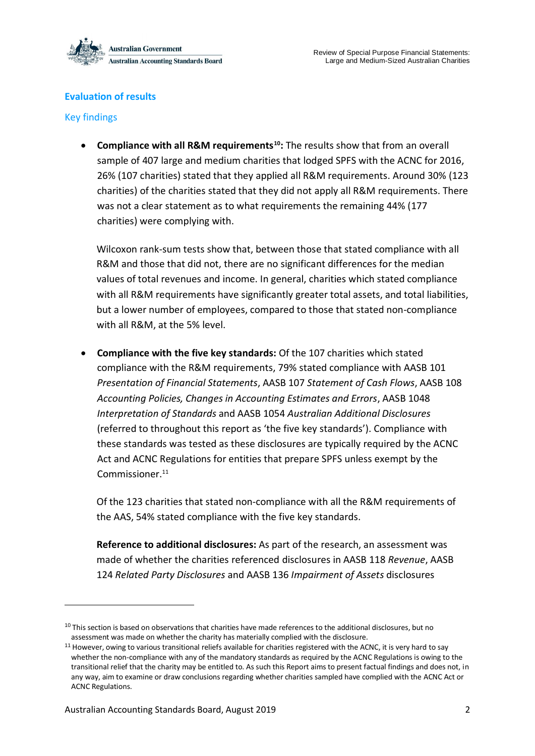## Evaluation of results

### Key findings

- **Compliance with all R&M requirements**[10]**:** The results show that from an overall sample of 407 large and medium charities that lodged SPFS with the ACNC for 2016, 26% (107 charities) stated that they applied all R&M requirements. Around 30% (123 charities) of the charities stated that they did not apply all R&M requirements. There was not a clear statement as to what requirements the remaining 44% (177 charities) were complying with.

  Wilcoxon rank-sum tests show that, between those that stated compliance with all R&M and those that did not, there are no significant differences for the median values of total revenues and income. In general, charities which stated compliance with all R&M requirements have significantly greater total assets, and total liabilities, but a lower number of employees, compared to those that stated non-compliance with all R&M, at the 5% level.

- **Compliance with the five key standards:** Of the 107 charities which stated compliance with the R&M requirements, 79% stated compliance with AASB 101 *Presentation of Financial Statements*, AASB 107 *Statement of Cash Flows*, AASB 108 *Accounting Policies, Changes in Accounting Estimates and Errors*, AASB 1048 *Interpretation of Standards* and AASB 1054 *Australian Additional Disclosures* (referred to throughout this report as 'the five key standards'). Compliance with these standards was tested as these disclosures are typically required by the ACNC Act and ACNC Regulations for entities that prepare SPFS unless exempt by the Commissioner.[11]

  Of the 123 charities that stated non-compliance with all the R&M requirements of the AAS, 54% stated compliance with the five key standards.

  **Reference to additional disclosures:** As part of the research, an assessment was made of whether the charities referenced disclosures in AASB 118 *Revenue*, AASB 124 *Related Party Disclosures* and AASB 136 *Impairment of Assets* disclosures

---

[10] This section is based on observations that charities have made references to the additional disclosures, but no assessment was made on whether the charity has materially complied with the disclosure.

[11] However, owing to various transitional reliefs available for charities registered with the ACNC, it is very hard to say whether the non-compliance with any of the mandatory standards as required by the ACNC Regulations is owing to the transitional relief that the charity may be entitled to. As such this Report aims to present factual findings and does not, in any way, aim to examine or draw conclusions regarding whether charities sampled have complied with the ACNC Act or ACNC Regulations.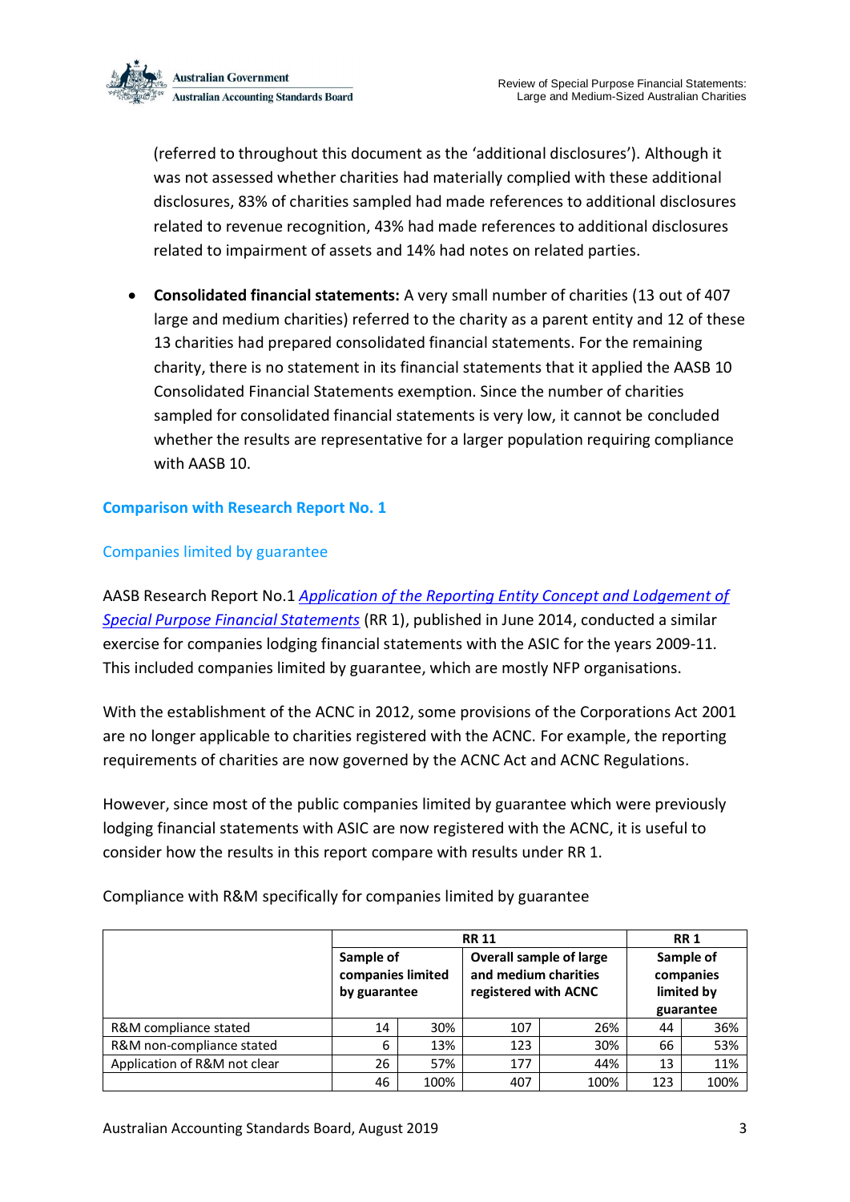(referred to throughout this document as the 'additional disclosures'). Although it was not assessed whether charities had materially complied with these additional disclosures, 83% of charities sampled had made references to additional disclosures related to revenue recognition, 43% had made references to additional disclosures related to impairment of assets and 14% had notes on related parties.

- **Consolidated financial statements:** A very small number of charities (13 out of 407 large and medium charities) referred to the charity as a parent entity and 12 of these 13 charities had prepared consolidated financial statements. For the remaining charity, there is no statement in its financial statements that it applied the AASB 10 Consolidated Financial Statements exemption. Since the number of charities sampled for consolidated financial statements is very low, it cannot be concluded whether the results are representative for a larger population requiring compliance with AASB 10.

## Comparison with Research Report No. 1

### Companies limited by guarantee

AASB Research Report No.1 *Application of the Reporting Entity Concept and Lodgement of Special Purpose Financial Statements* (RR 1), published in June 2014, conducted a similar exercise for companies lodging financial statements with the ASIC for the years 2009-11. This included companies limited by guarantee, which are mostly NFP organisations.

With the establishment of the ACNC in 2012, some provisions of the Corporations Act 2001 are no longer applicable to charities registered with the ACNC. For example, the reporting requirements of charities are now governed by the ACNC Act and ACNC Regulations.

However, since most of the public companies limited by guarantee which were previously lodging financial statements with ASIC are now registered with the ACNC, it is useful to consider how the results in this report compare with results under RR 1.

Compliance with R&M specifically for companies limited by guarantee

| | RR 11 | | | | RR 1 | |
|---|---|---|---|---|---|---|
| | **Sample of companies limited by guarantee** | | **Overall sample of large and medium charities registered with ACNC** | | **Sample of companies limited by guarantee** | |
| R&M compliance stated | 14 | 30% | 107 | 26% | 44 | 36% |
| R&M non-compliance stated | 6 | 13% | 123 | 30% | 66 | 53% |
| Application of R&M not clear | 26 | 57% | 177 | 44% | 13 | 11% |
| | 46 | 100% | 407 | 100% | 123 | 100% |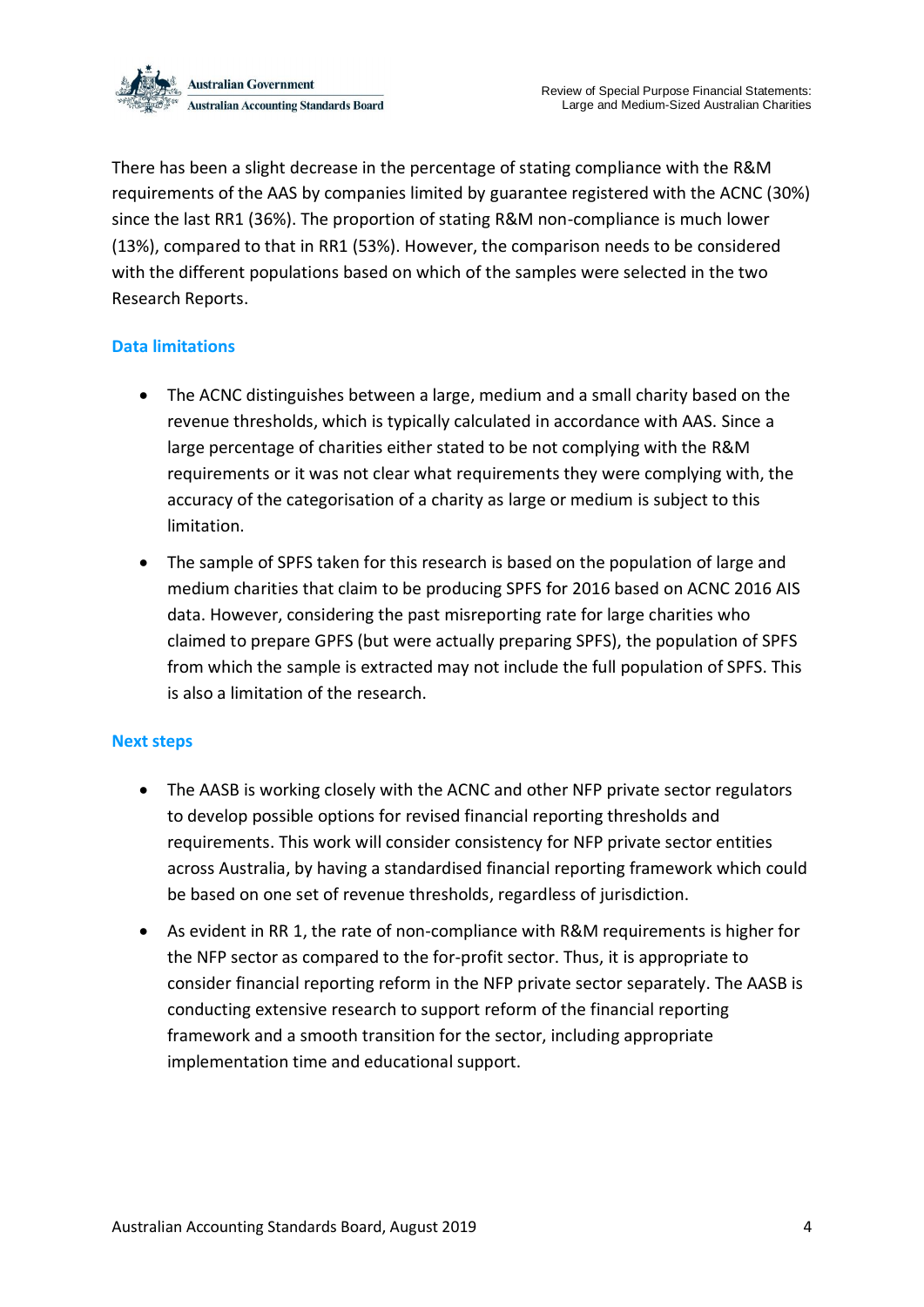There has been a slight decrease in the percentage of stating compliance with the R&M requirements of the AAS by companies limited by guarantee registered with the ACNC (30%) since the last RR1 (36%). The proportion of stating R&M non-compliance is much lower (13%), compared to that in RR1 (53%). However, the comparison needs to be considered with the different populations based on which of the samples were selected in the two Research Reports.

### Data limitations

- The ACNC distinguishes between a large, medium and a small charity based on the revenue thresholds, which is typically calculated in accordance with AAS. Since a large percentage of charities either stated to be not complying with the R&M requirements or it was not clear what requirements they were complying with, the accuracy of the categorisation of a charity as large or medium is subject to this limitation.
- The sample of SPFS taken for this research is based on the population of large and medium charities that claim to be producing SPFS for 2016 based on ACNC 2016 AIS data. However, considering the past misreporting rate for large charities who claimed to prepare GPFS (but were actually preparing SPFS), the population of SPFS from which the sample is extracted may not include the full population of SPFS. This is also a limitation of the research.

### Next steps

- The AASB is working closely with the ACNC and other NFP private sector regulators to develop possible options for revised financial reporting thresholds and requirements. This work will consider consistency for NFP private sector entities across Australia, by having a standardised financial reporting framework which could be based on one set of revenue thresholds, regardless of jurisdiction.
- As evident in RR 1, the rate of non-compliance with R&M requirements is higher for the NFP sector as compared to the for-profit sector. Thus, it is appropriate to consider financial reporting reform in the NFP private sector separately. The AASB is conducting extensive research to support reform of the financial reporting framework and a smooth transition for the sector, including appropriate implementation time and educational support.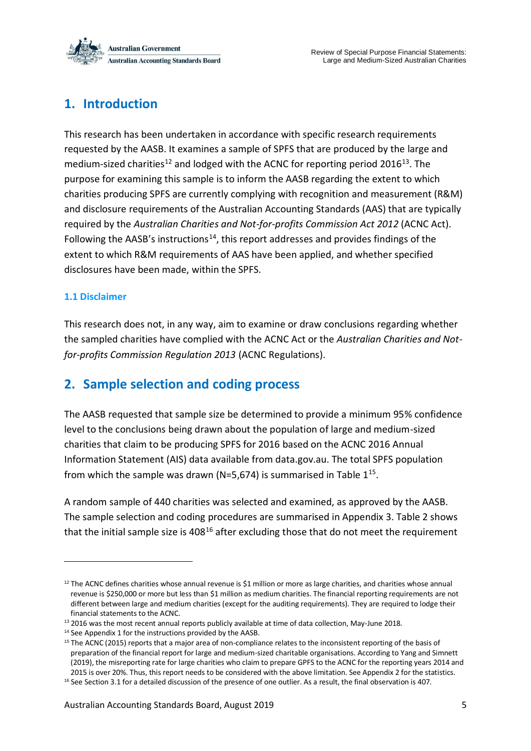## 1. Introduction

This research has been undertaken in accordance with specific research requirements requested by the AASB. It examines a sample of SPFS that are produced by the large and medium-sized charities[12] and lodged with the ACNC for reporting period 2016[13]. The purpose for examining this sample is to inform the AASB regarding the extent to which charities producing SPFS are currently complying with recognition and measurement (R&M) and disclosure requirements of the Australian Accounting Standards (AAS) that are typically required by the *Australian Charities and Not-for-profits Commission Act 2012* (ACNC Act). Following the AASB's instructions[14], this report addresses and provides findings of the extent to which R&M requirements of AAS have been applied, and whether specified disclosures have been made, within the SPFS.

### 1.1 Disclaimer

This research does not, in any way, aim to examine or draw conclusions regarding whether the sampled charities have complied with the ACNC Act or the *Australian Charities and Not-for-profits Commission Regulation 2013* (ACNC Regulations).

## 2. Sample selection and coding process

The AASB requested that sample size be determined to provide a minimum 95% confidence level to the conclusions being drawn about the population of large and medium-sized charities that claim to be producing SPFS for 2016 based on the ACNC 2016 Annual Information Statement (AIS) data available from data.gov.au. The total SPFS population from which the sample was drawn (N=5,674) is summarised in Table 1[15].

A random sample of 440 charities was selected and examined, as approved by the AASB. The sample selection and coding procedures are summarised in Appendix 3. Table 2 shows that the initial sample size is 408[16] after excluding those that do not meet the requirement

---

[12] The ACNC defines charities whose annual revenue is $1 million or more as large charities, and charities whose annual revenue is $250,000 or more but less than $1 million as medium charities. The financial reporting requirements are not different between large and medium charities (except for the auditing requirements). They are required to lodge their financial statements to the ACNC.

[13] 2016 was the most recent annual reports publicly available at time of data collection, May-June 2018.

[14] See Appendix 1 for the instructions provided by the AASB.

[15] The ACNC (2015) reports that a major area of non-compliance relates to the inconsistent reporting of the basis of preparation of the financial report for large and medium-sized charitable organisations. According to Yang and Simnett (2019), the misreporting rate for large charities who claim to prepare GPFS to the ACNC for the reporting years 2014 and 2015 is over 20%. Thus, this report needs to be considered with the above limitation. See Appendix 2 for the statistics.

[16] See Section 3.1 for a detailed discussion of the presence of one outlier. As a result, the final observation is 407.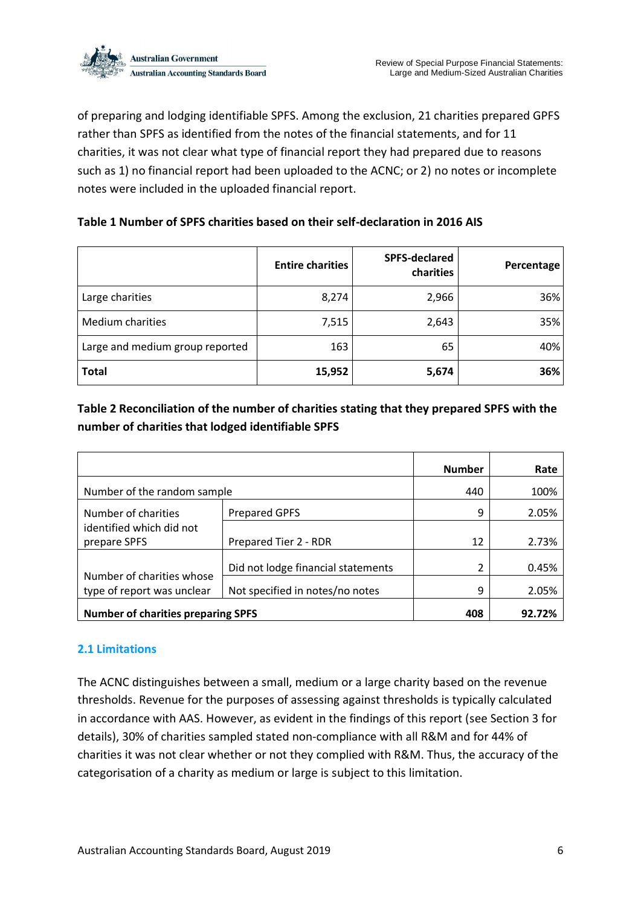of preparing and lodging identifiable SPFS. Among the exclusion, 21 charities prepared GPFS rather than SPFS as identified from the notes of the financial statements, and for 11 charities, it was not clear what type of financial report they had prepared due to reasons such as 1) no financial report had been uploaded to the ACNC; or 2) no notes or incomplete notes were included in the uploaded financial report.

**Table 1 Number of SPFS charities based on their self-declaration in 2016 AIS**

| | Entire charities | SPFS-declared charities | Percentage |
|---|---:|---:|---:|
| Large charities | 8,274 | 2,966 | 36% |
| Medium charities | 7,515 | 2,643 | 35% |
| Large and medium group reported | 163 | 65 | 40% |
| **Total** | **15,952** | **5,674** | **36%** |

**Table 2 Reconciliation of the number of charities stating that they prepared SPFS with the number of charities that lodged identifiable SPFS**

| | | Number | Rate |
|---|---|---:|---:|
| Number of the random sample | | 440 | 100% |
| Number of charities identified which did not prepare SPFS | Prepared GPFS | 9 | 2.05% |
| | Prepared Tier 2 - RDR | 12 | 2.73% |
| Number of charities whose type of report was unclear | Did not lodge financial statements | 2 | 0.45% |
| | Not specified in notes/no notes | 9 | 2.05% |
| **Number of charities preparing SPFS** | | **408** | **92.72%** |

### 2.1 Limitations

The ACNC distinguishes between a small, medium or a large charity based on the revenue thresholds. Revenue for the purposes of assessing against thresholds is typically calculated in accordance with AAS. However, as evident in the findings of this report (see Section 3 for details), 30% of charities sampled stated non-compliance with all R&M and for 44% of charities it was not clear whether or not they complied with R&M. Thus, the accuracy of the categorisation of a charity as medium or large is subject to this limitation.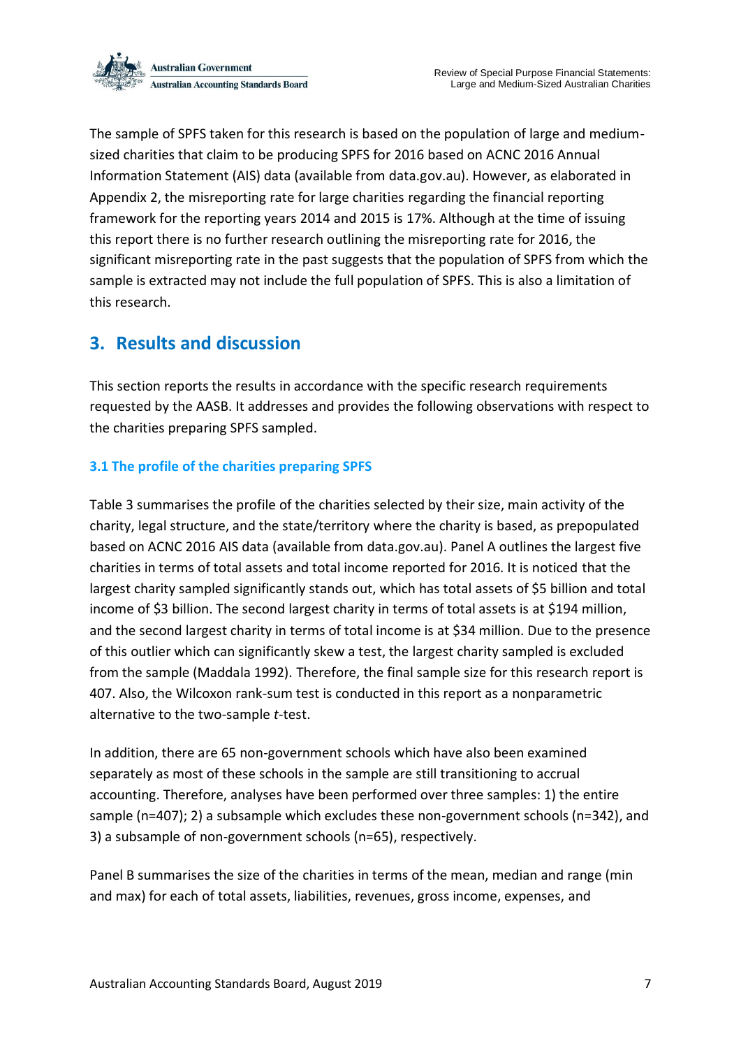The sample of SPFS taken for this research is based on the population of large and medium-sized charities that claim to be producing SPFS for 2016 based on ACNC 2016 Annual Information Statement (AIS) data (available from data.gov.au). However, as elaborated in Appendix 2, the misreporting rate for large charities regarding the financial reporting framework for the reporting years 2014 and 2015 is 17%. Although at the time of issuing this report there is no further research outlining the misreporting rate for 2016, the significant misreporting rate in the past suggests that the population of SPFS from which the sample is extracted may not include the full population of SPFS. This is also a limitation of this research.

## 3. Results and discussion

This section reports the results in accordance with the specific research requirements requested by the AASB. It addresses and provides the following observations with respect to the charities preparing SPFS sampled.

### 3.1 The profile of the charities preparing SPFS

Table 3 summarises the profile of the charities selected by their size, main activity of the charity, legal structure, and the state/territory where the charity is based, as prepopulated based on ACNC 2016 AIS data (available from data.gov.au). Panel A outlines the largest five charities in terms of total assets and total income reported for 2016. It is noticed that the largest charity sampled significantly stands out, which has total assets of $5 billion and total income of $3 billion. The second largest charity in terms of total assets is at $194 million, and the second largest charity in terms of total income is at $34 million. Due to the presence of this outlier which can significantly skew a test, the largest charity sampled is excluded from the sample (Maddala 1992). Therefore, the final sample size for this research report is 407. Also, the Wilcoxon rank-sum test is conducted in this report as a nonparametric alternative to the two-sample *t*-test.

In addition, there are 65 non-government schools which have also been examined separately as most of these schools in the sample are still transitioning to accrual accounting. Therefore, analyses have been performed over three samples: 1) the entire sample (n=407); 2) a subsample which excludes these non-government schools (n=342), and 3) a subsample of non-government schools (n=65), respectively.

Panel B summarises the size of the charities in terms of the mean, median and range (min and max) for each of total assets, liabilities, revenues, gross income, expenses, and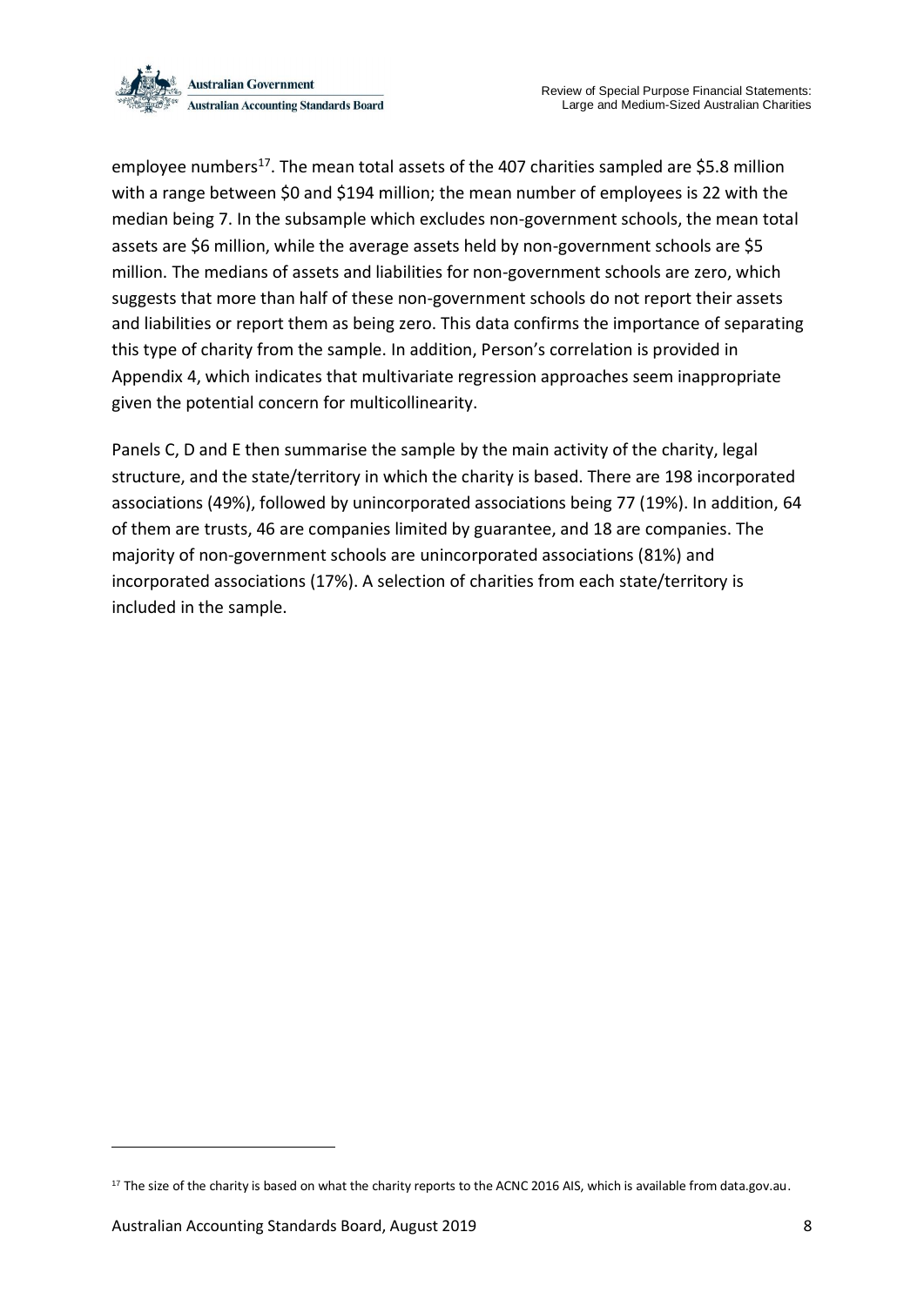employee numbers[17]. The mean total assets of the 407 charities sampled are $5.8 million with a range between $0 and $194 million; the mean number of employees is 22 with the median being 7. In the subsample which excludes non-government schools, the mean total assets are $6 million, while the average assets held by non-government schools are $5 million. The medians of assets and liabilities for non-government schools are zero, which suggests that more than half of these non-government schools do not report their assets and liabilities or report them as being zero. This data confirms the importance of separating this type of charity from the sample. In addition, Person's correlation is provided in Appendix 4, which indicates that multivariate regression approaches seem inappropriate given the potential concern for multicollinearity.

Panels C, D and E then summarise the sample by the main activity of the charity, legal structure, and the state/territory in which the charity is based. There are 198 incorporated associations (49%), followed by unincorporated associations being 77 (19%). In addition, 64 of them are trusts, 46 are companies limited by guarantee, and 18 are companies. The majority of non-government schools are unincorporated associations (81%) and incorporated associations (17%). A selection of charities from each state/territory is included in the sample.

[17] The size of the charity is based on what the charity reports to the ACNC 2016 AIS, which is available from data.gov.au.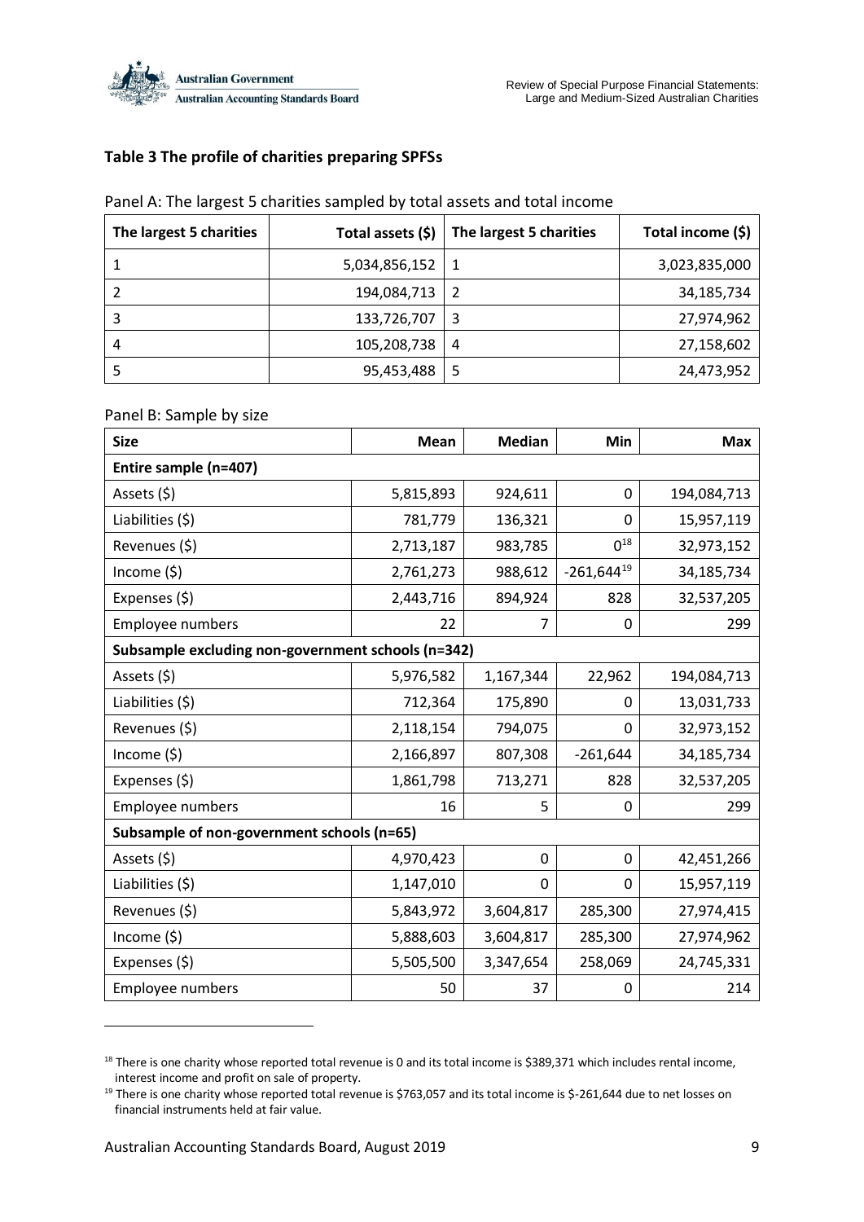**Table 3 The profile of charities preparing SPFSs**

Panel A: The largest 5 charities sampled by total assets and total income

| The largest 5 charities | Total assets ($) | The largest 5 charities | Total income ($) |
|---|---:|---|---:|
| 1 | 5,034,856,152 | 1 | 3,023,835,000 |
| 2 | 194,084,713 | 2 | 34,185,734 |
| 3 | 133,726,707 | 3 | 27,974,962 |
| 4 | 105,208,738 | 4 | 27,158,602 |
| 5 | 95,453,488 | 5 | 24,473,952 |

Panel B: Sample by size

| Size | Mean | Median | Min | Max |
|---|---:|---:|---:|---:|
| **Entire sample (n=407)** | | | | |
| Assets ($) | 5,815,893 | 924,611 | 0 | 194,084,713 |
| Liabilities ($) | 781,779 | 136,321 | 0 | 15,957,119 |
| Revenues ($) | 2,713,187 | 983,785 | 0[18] | 32,973,152 |
| Income ($) | 2,761,273 | 988,612 | -261,644[19] | 34,185,734 |
| Expenses ($) | 2,443,716 | 894,924 | 828 | 32,537,205 |
| Employee numbers | 22 | 7 | 0 | 299 |
| **Subsample excluding non-government schools (n=342)** | | | | |
| Assets ($) | 5,976,582 | 1,167,344 | 22,962 | 194,084,713 |
| Liabilities ($) | 712,364 | 175,890 | 0 | 13,031,733 |
| Revenues ($) | 2,118,154 | 794,075 | 0 | 32,973,152 |
| Income ($) | 2,166,897 | 807,308 | -261,644 | 34,185,734 |
| Expenses ($) | 1,861,798 | 713,271 | 828 | 32,537,205 |
| Employee numbers | 16 | 5 | 0 | 299 |
| **Subsample of non-government schools (n=65)** | | | | |
| Assets ($) | 4,970,423 | 0 | 0 | 42,451,266 |
| Liabilities ($) | 1,147,010 | 0 | 0 | 15,957,119 |
| Revenues ($) | 5,843,972 | 3,604,817 | 285,300 | 27,974,415 |
| Income ($) | 5,888,603 | 3,604,817 | 285,300 | 27,974,962 |
| Expenses ($) | 5,505,500 | 3,347,654 | 258,069 | 24,745,331 |
| Employee numbers | 50 | 37 | 0 | 214 |

[18] There is one charity whose reported total revenue is 0 and its total income is $389,371 which includes rental income, interest income and profit on sale of property.

[19] There is one charity whose reported total revenue is $763,057 and its total income is $-261,644 due to net losses on financial instruments held at fair value.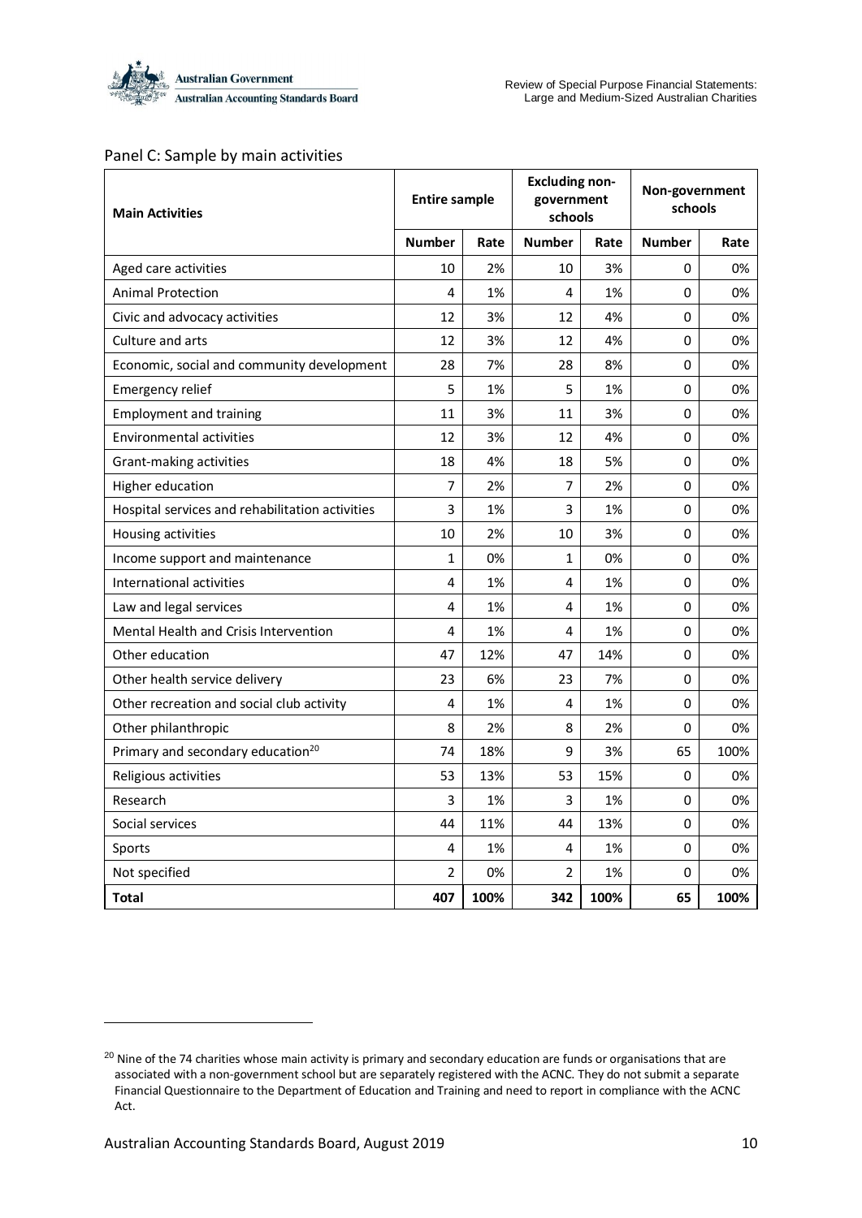Panel C: Sample by main activities

| Main Activities | Entire sample | | Excluding non-government schools | | Non-government schools | |
|---|---|---|---|---|---|---|
| | Number | Rate | Number | Rate | Number | Rate |
| Aged care activities | 10 | 2% | 10 | 3% | 0 | 0% |
| Animal Protection | 4 | 1% | 4 | 1% | 0 | 0% |
| Civic and advocacy activities | 12 | 3% | 12 | 4% | 0 | 0% |
| Culture and arts | 12 | 3% | 12 | 4% | 0 | 0% |
| Economic, social and community development | 28 | 7% | 28 | 8% | 0 | 0% |
| Emergency relief | 5 | 1% | 5 | 1% | 0 | 0% |
| Employment and training | 11 | 3% | 11 | 3% | 0 | 0% |
| Environmental activities | 12 | 3% | 12 | 4% | 0 | 0% |
| Grant-making activities | 18 | 4% | 18 | 5% | 0 | 0% |
| Higher education | 7 | 2% | 7 | 2% | 0 | 0% |
| Hospital services and rehabilitation activities | 3 | 1% | 3 | 1% | 0 | 0% |
| Housing activities | 10 | 2% | 10 | 3% | 0 | 0% |
| Income support and maintenance | 1 | 0% | 1 | 0% | 0 | 0% |
| International activities | 4 | 1% | 4 | 1% | 0 | 0% |
| Law and legal services | 4 | 1% | 4 | 1% | 0 | 0% |
| Mental Health and Crisis Intervention | 4 | 1% | 4 | 1% | 0 | 0% |
| Other education | 47 | 12% | 47 | 14% | 0 | 0% |
| Other health service delivery | 23 | 6% | 23 | 7% | 0 | 0% |
| Other recreation and social club activity | 4 | 1% | 4 | 1% | 0 | 0% |
| Other philanthropic | 8 | 2% | 8 | 2% | 0 | 0% |
| Primary and secondary education[20] | 74 | 18% | 9 | 3% | 65 | 100% |
| Religious activities | 53 | 13% | 53 | 15% | 0 | 0% |
| Research | 3 | 1% | 3 | 1% | 0 | 0% |
| Social services | 44 | 11% | 44 | 13% | 0 | 0% |
| Sports | 4 | 1% | 4 | 1% | 0 | 0% |
| Not specified | 2 | 0% | 2 | 1% | 0 | 0% |
| **Total** | **407** | **100%** | **342** | **100%** | **65** | **100%** |

[20] Nine of the 74 charities whose main activity is primary and secondary education are funds or organisations that are associated with a non-government school but are separately registered with the ACNC. They do not submit a separate Financial Questionnaire to the Department of Education and Training and need to report in compliance with the ACNC Act.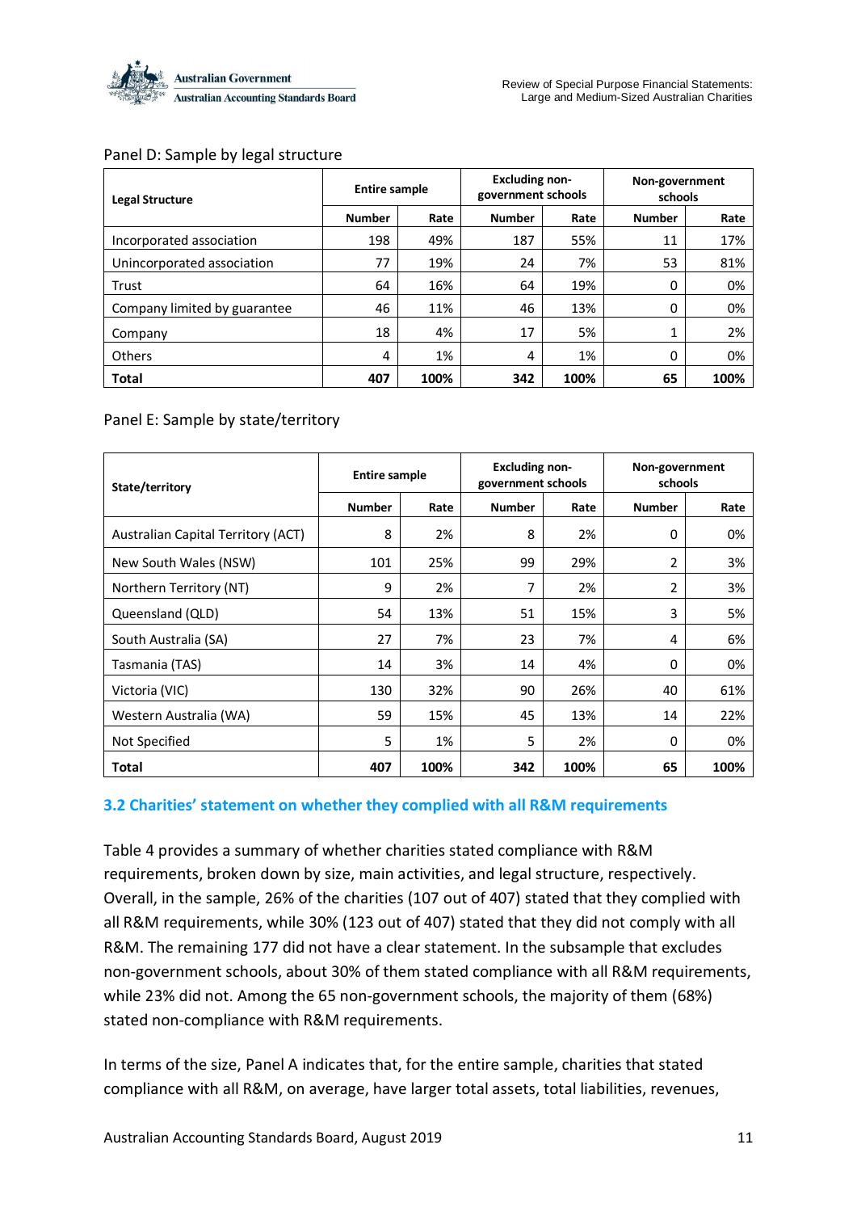Panel D: Sample by legal structure

| Legal Structure | Entire sample | | Excluding non-government schools | | Non-government schools | |
|---|---|---|---|---|---|---|
| | Number | Rate | Number | Rate | Number | Rate |
| Incorporated association | 198 | 49% | 187 | 55% | 11 | 17% |
| Unincorporated association | 77 | 19% | 24 | 7% | 53 | 81% |
| Trust | 64 | 16% | 64 | 19% | 0 | 0% |
| Company limited by guarantee | 46 | 11% | 46 | 13% | 0 | 0% |
| Company | 18 | 4% | 17 | 5% | 1 | 2% |
| Others | 4 | 1% | 4 | 1% | 0 | 0% |
| **Total** | **407** | **100%** | **342** | **100%** | **65** | **100%** |

Panel E: Sample by state/territory

| State/territory | Entire sample | | Excluding non-government schools | | Non-government schools | |
|---|---|---|---|---|---|---|
| | Number | Rate | Number | Rate | Number | Rate |
| Australian Capital Territory (ACT) | 8 | 2% | 8 | 2% | 0 | 0% |
| New South Wales (NSW) | 101 | 25% | 99 | 29% | 2 | 3% |
| Northern Territory (NT) | 9 | 2% | 7 | 2% | 2 | 3% |
| Queensland (QLD) | 54 | 13% | 51 | 15% | 3 | 5% |
| South Australia (SA) | 27 | 7% | 23 | 7% | 4 | 6% |
| Tasmania (TAS) | 14 | 3% | 14 | 4% | 0 | 0% |
| Victoria (VIC) | 130 | 32% | 90 | 26% | 40 | 61% |
| Western Australia (WA) | 59 | 15% | 45 | 13% | 14 | 22% |
| Not Specified | 5 | 1% | 5 | 2% | 0 | 0% |
| **Total** | **407** | **100%** | **342** | **100%** | **65** | **100%** |

### 3.2 Charities' statement on whether they complied with all R&M requirements

Table 4 provides a summary of whether charities stated compliance with R&M requirements, broken down by size, main activities, and legal structure, respectively. Overall, in the sample, 26% of the charities (107 out of 407) stated that they complied with all R&M requirements, while 30% (123 out of 407) stated that they did not comply with all R&M. The remaining 177 did not have a clear statement. In the subsample that excludes non-government schools, about 30% of them stated compliance with all R&M requirements, while 23% did not. Among the 65 non-government schools, the majority of them (68%) stated non-compliance with R&M requirements.

In terms of the size, Panel A indicates that, for the entire sample, charities that stated compliance with all R&M, on average, have larger total assets, total liabilities, revenues,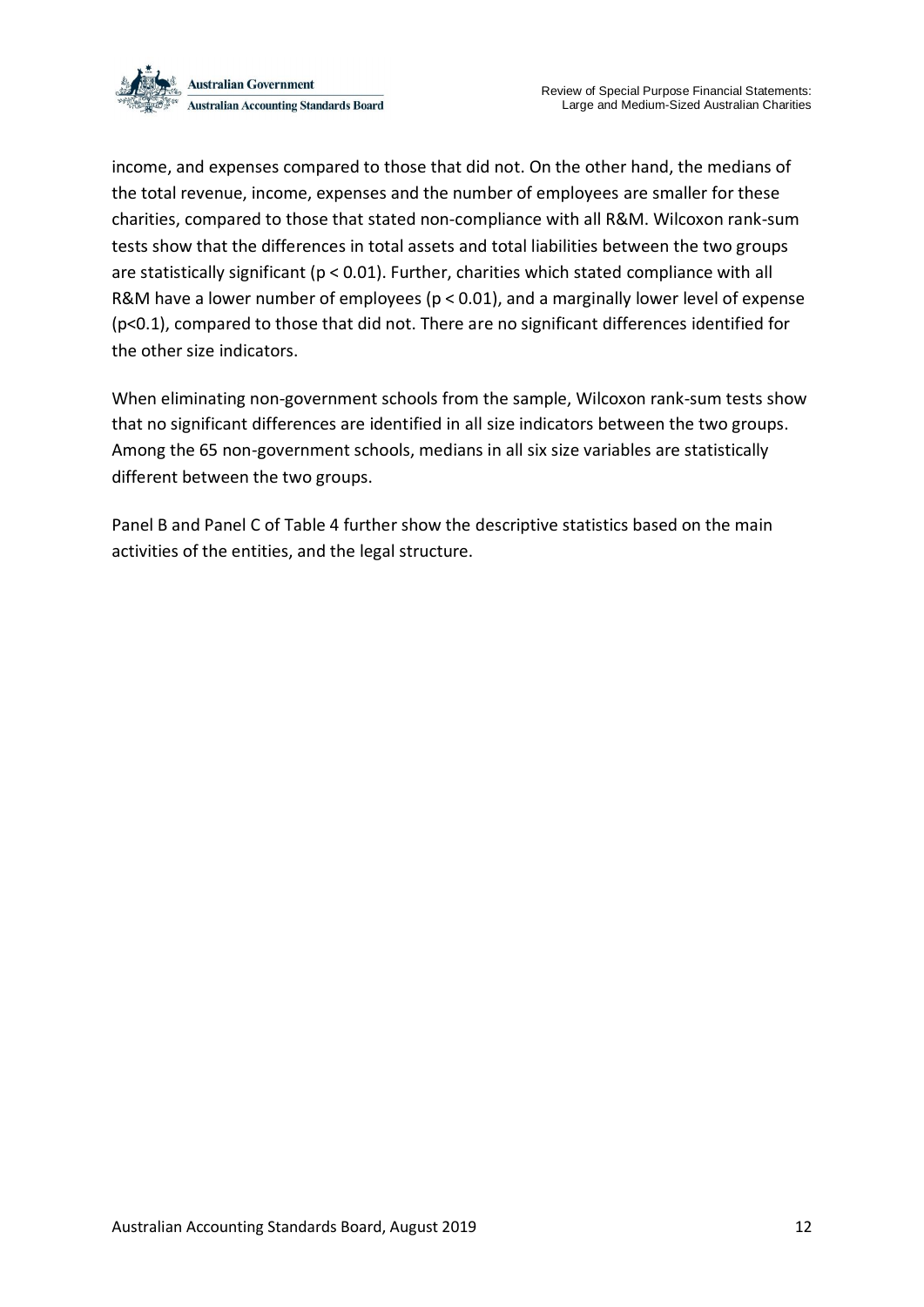income, and expenses compared to those that did not. On the other hand, the medians of the total revenue, income, expenses and the number of employees are smaller for these charities, compared to those that stated non-compliance with all R&M. Wilcoxon rank-sum tests show that the differences in total assets and total liabilities between the two groups are statistically significant ($p < 0.01$). Further, charities which stated compliance with all R&M have a lower number of employees ($p < 0.01$), and a marginally lower level of expense ($p<0.1$), compared to those that did not. There are no significant differences identified for the other size indicators.

When eliminating non-government schools from the sample, Wilcoxon rank-sum tests show that no significant differences are identified in all size indicators between the two groups. Among the 65 non-government schools, medians in all six size variables are statistically different between the two groups.

Panel B and Panel C of Table 4 further show the descriptive statistics based on the main activities of the entities, and the legal structure.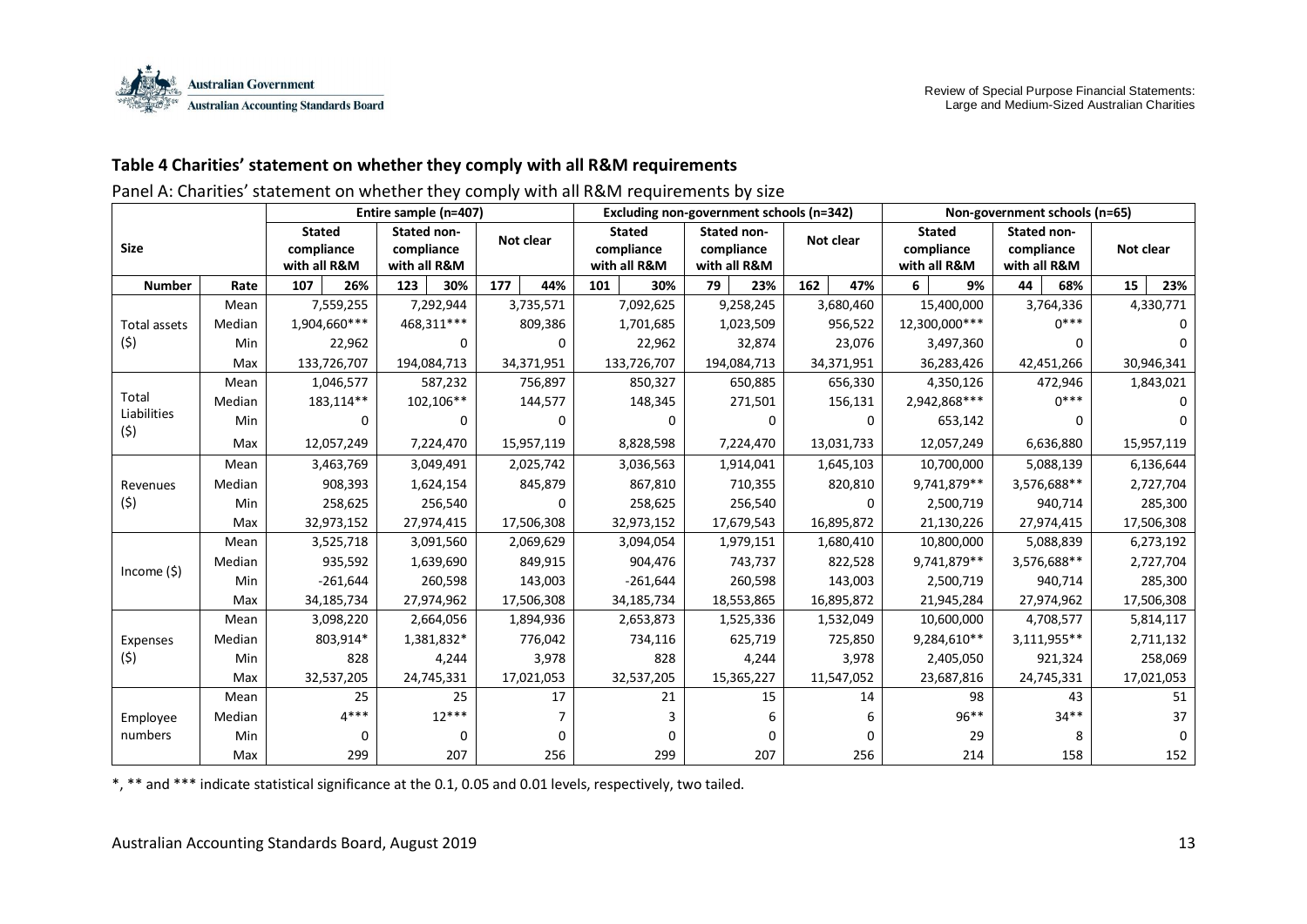### Table 4 Charities' statement on whether they comply with all R&M requirements

Panel A: Charities' statement on whether they comply with all R&M requirements by size

| Size | | Entire sample (n=407) | | | | | | Excluding non-government schools (n=342) | | | | | | Non-government schools (n=65) | | | | | |
|---|---|---|---|---|---|---|---|---|---|---|---|---|---|---|---|---|---|---|---|
| | | Stated compliance with all R&M | | Stated non-compliance with all R&M | | Not clear | | Stated compliance with all R&M | | Stated non-compliance with all R&M | | Not clear | | Stated compliance with all R&M | | Stated non-compliance with all R&M | | Not clear | |
| **Number** | **Rate** | **107** | **26%** | **123** | **30%** | **177** | **44%** | **101** | **30%** | **79** | **23%** | **162** | **47%** | **6** | **9%** | **44** | **68%** | **15** | **23%** |
| Total assets ($) | Mean | 7,559,255 | | 7,292,944 | | 3,735,571 | | 7,092,625 | | 9,258,245 | | 3,680,460 | | 15,400,000 | | 3,764,336 | | 4,330,771 | |
| | Median | 1,904,660*** | | 468,311*** | | 809,386 | | 1,701,685 | | 1,023,509 | | 956,522 | | 12,300,000*** | | 0*** | | 0 | |
| | Min | 22,962 | | 0 | | 0 | | 22,962 | | 32,874 | | 23,076 | | 3,497,360 | | 0 | | 0 | |
| | Max | 133,726,707 | | 194,084,713 | | 34,371,951 | | 133,726,707 | | 194,084,713 | | 34,371,951 | | 36,283,426 | | 42,451,266 | | 30,946,341 | |
| Total Liabilities ($) | Mean | 1,046,577 | | 587,232 | | 756,897 | | 850,327 | | 650,885 | | 656,330 | | 4,350,126 | | 472,946 | | 1,843,021 | |
| | Median | 183,114** | | 102,106** | | 144,577 | | 148,345 | | 271,501 | | 156,131 | | 2,942,868*** | | 0*** | | 0 | |
| | Min | 0 | | 0 | | 0 | | 0 | | 0 | | 0 | | 653,142 | | 0 | | 0 | |
| | Max | 12,057,249 | | 7,224,470 | | 15,957,119 | | 8,828,598 | | 7,224,470 | | 13,031,733 | | 12,057,249 | | 6,636,880 | | 15,957,119 | |
| Revenues ($) | Mean | 3,463,769 | | 3,049,491 | | 2,025,742 | | 3,036,563 | | 1,914,041 | | 1,645,103 | | 10,700,000 | | 5,088,139 | | 6,136,644 | |
| | Median | 908,393 | | 1,624,154 | | 845,879 | | 867,810 | | 710,355 | | 820,810 | | 9,741,879** | | 3,576,688** | | 2,727,704 | |
| | Min | 258,625 | | 256,540 | | 0 | | 258,625 | | 256,540 | | 0 | | 2,500,719 | | 940,714 | | 285,300 | |
| | Max | 32,973,152 | | 27,974,415 | | 17,506,308 | | 32,973,152 | | 17,679,543 | | 16,895,872 | | 21,130,226 | | 27,974,415 | | 17,506,308 | |
| Income ($) | Mean | 3,525,718 | | 3,091,560 | | 2,069,629 | | 3,094,054 | | 1,979,151 | | 1,680,410 | | 10,800,000 | | 5,088,839 | | 6,273,192 | |
| | Median | 935,592 | | 1,639,690 | | 849,915 | | 904,476 | | 743,737 | | 822,528 | | 9,741,879** | | 3,576,688** | | 2,727,704 | |
| | Min | -261,644 | | 260,598 | | 143,003 | | -261,644 | | 260,598 | | 143,003 | | 2,500,719 | | 940,714 | | 285,300 | |
| | Max | 34,185,734 | | 27,974,962 | | 17,506,308 | | 34,185,734 | | 18,553,865 | | 16,895,872 | | 21,945,284 | | 27,974,962 | | 17,506,308 | |
| Expenses ($) | Mean | 3,098,220 | | 2,664,056 | | 1,894,936 | | 2,653,873 | | 1,525,336 | | 1,532,049 | | 10,600,000 | | 4,708,577 | | 5,814,117 | |
| | Median | 803,914* | | 1,381,832* | | 776,042 | | 734,116 | | 625,719 | | 725,850 | | 9,284,610** | | 3,111,955** | | 2,711,132 | |
| | Min | 828 | | 4,244 | | 3,978 | | 828 | | 4,244 | | 3,978 | | 2,405,050 | | 921,324 | | 258,069 | |
| | Max | 32,537,205 | | 24,745,331 | | 17,021,053 | | 32,537,205 | | 15,365,227 | | 11,547,052 | | 23,687,816 | | 24,745,331 | | 17,021,053 | |
| Employee numbers | Mean | 25 | | 25 | | 17 | | 21 | | 15 | | 14 | | 98 | | 43 | | 51 | |
| | Median | 4*** | | 12*** | | 7 | | 3 | | 6 | | 6 | | 96** | | 34** | | 37 | |
| | Min | 0 | | 0 | | 0 | | 0 | | 0 | | 0 | | 29 | | 8 | | 0 | |
| | Max | 299 | | 207 | | 256 | | 299 | | 207 | | 256 | | 214 | | 158 | | 152 | |

*, ** and *** indicate statistical significance at the 0.1, 0.05 and 0.01 levels, respectively, two tailed.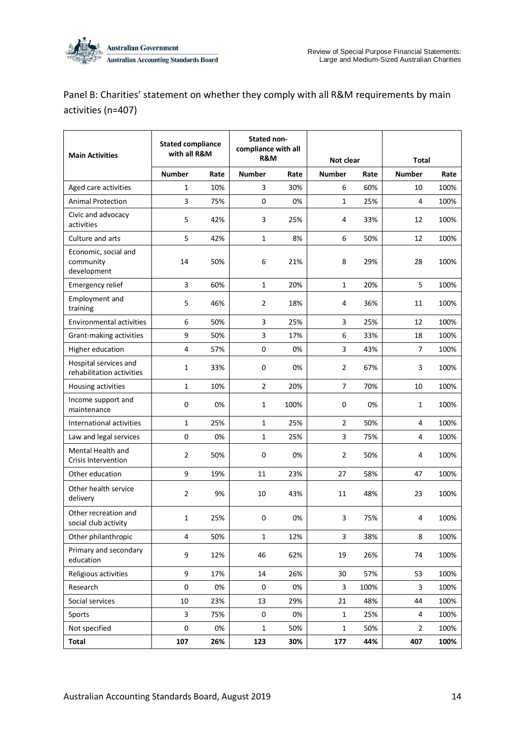Panel B: Charities' statement on whether they comply with all R&M requirements by main activities (n=407)

| Main Activities | Stated compliance with all R&M | | Stated non-compliance with all R&M | | Not clear | | Total | |
|---|---|---|---|---|---|---|---|---|
| | Number | Rate | Number | Rate | Number | Rate | Number | Rate |
| Aged care activities | 1 | 10% | 3 | 30% | 6 | 60% | 10 | 100% |
| Animal Protection | 3 | 75% | 0 | 0% | 1 | 25% | 4 | 100% |
| Civic and advocacy activities | 5 | 42% | 3 | 25% | 4 | 33% | 12 | 100% |
| Culture and arts | 5 | 42% | 1 | 8% | 6 | 50% | 12 | 100% |
| Economic, social and community development | 14 | 50% | 6 | 21% | 8 | 29% | 28 | 100% |
| Emergency relief | 3 | 60% | 1 | 20% | 1 | 20% | 5 | 100% |
| Employment and training | 5 | 46% | 2 | 18% | 4 | 36% | 11 | 100% |
| Environmental activities | 6 | 50% | 3 | 25% | 3 | 25% | 12 | 100% |
| Grant-making activities | 9 | 50% | 3 | 17% | 6 | 33% | 18 | 100% |
| Higher education | 4 | 57% | 0 | 0% | 3 | 43% | 7 | 100% |
| Hospital services and rehabilitation activities | 1 | 33% | 0 | 0% | 2 | 67% | 3 | 100% |
| Housing activities | 1 | 10% | 2 | 20% | 7 | 70% | 10 | 100% |
| Income support and maintenance | 0 | 0% | 1 | 100% | 0 | 0% | 1 | 100% |
| International activities | 1 | 25% | 1 | 25% | 2 | 50% | 4 | 100% |
| Law and legal services | 0 | 0% | 1 | 25% | 3 | 75% | 4 | 100% |
| Mental Health and Crisis Intervention | 2 | 50% | 0 | 0% | 2 | 50% | 4 | 100% |
| Other education | 9 | 19% | 11 | 23% | 27 | 58% | 47 | 100% |
| Other health service delivery | 2 | 9% | 10 | 43% | 11 | 48% | 23 | 100% |
| Other recreation and social club activity | 1 | 25% | 0 | 0% | 3 | 75% | 4 | 100% |
| Other philanthropic | 4 | 50% | 1 | 12% | 3 | 38% | 8 | 100% |
| Primary and secondary education | 9 | 12% | 46 | 62% | 19 | 26% | 74 | 100% |
| Religious activities | 9 | 17% | 14 | 26% | 30 | 57% | 53 | 100% |
| Research | 0 | 0% | 0 | 0% | 3 | 100% | 3 | 100% |
| Social services | 10 | 23% | 13 | 29% | 21 | 48% | 44 | 100% |
| Sports | 3 | 75% | 0 | 0% | 1 | 25% | 4 | 100% |
| Not specified | 0 | 0% | 1 | 50% | 1 | 50% | 2 | 100% |
| **Total** | **107** | **26%** | **123** | **30%** | **177** | **44%** | **407** | **100%** |

Australian Accounting Standards Board, August 2019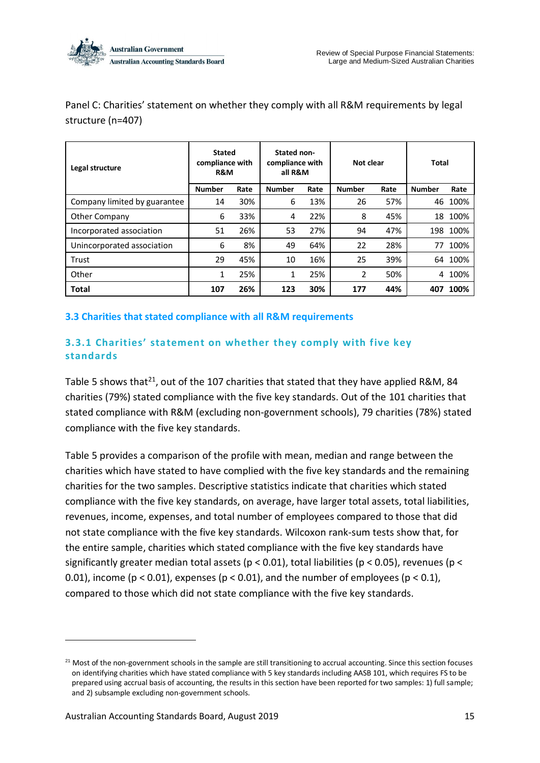Panel C: Charities' statement on whether they comply with all R&M requirements by legal structure (n=407)

| Legal structure | Stated compliance with R&M | | Stated non-compliance with all R&M | | Not clear | | Total | |
|---|---|---|---|---|---|---|---|---|
| | Number | Rate | Number | Rate | Number | Rate | Number | Rate |
| Company limited by guarantee | 14 | 30% | 6 | 13% | 26 | 57% | 46 | 100% |
| Other Company | 6 | 33% | 4 | 22% | 8 | 45% | 18 | 100% |
| Incorporated association | 51 | 26% | 53 | 27% | 94 | 47% | 198 | 100% |
| Unincorporated association | 6 | 8% | 49 | 64% | 22 | 28% | 77 | 100% |
| Trust | 29 | 45% | 10 | 16% | 25 | 39% | 64 | 100% |
| Other | 1 | 25% | 1 | 25% | 2 | 50% | 4 | 100% |
| **Total** | **107** | **26%** | **123** | **30%** | **177** | **44%** | **407** | **100%** |

## 3.3 Charities that stated compliance with all R&M requirements

### 3.3.1 Charities' statement on whether they comply with five key standards

Table 5 shows that[21], out of the 107 charities that stated that they have applied R&M, 84 charities (79%) stated compliance with the five key standards. Out of the 101 charities that stated compliance with R&M (excluding non-government schools), 79 charities (78%) stated compliance with the five key standards.

Table 5 provides a comparison of the profile with mean, median and range between the charities which have stated to have complied with the five key standards and the remaining charities for the two samples. Descriptive statistics indicate that charities which stated compliance with the five key standards, on average, have larger total assets, total liabilities, revenues, income, expenses, and total number of employees compared to those that did not state compliance with the five key standards. Wilcoxon rank-sum tests show that, for the entire sample, charities which stated compliance with the five key standards have significantly greater median total assets ($p < 0.01$), total liabilities ($p < 0.05$), revenues ($p < 0.01$), income ($p < 0.01$), expenses ($p < 0.01$), and the number of employees ($p < 0.1$), compared to those which did not state compliance with the five key standards.

[21] Most of the non-government schools in the sample are still transitioning to accrual accounting. Since this section focuses on identifying charities which have stated compliance with 5 key standards including AASB 101, which requires FS to be prepared using accrual basis of accounting, the results in this section have been reported for two samples: 1) full sample; and 2) subsample excluding non-government schools.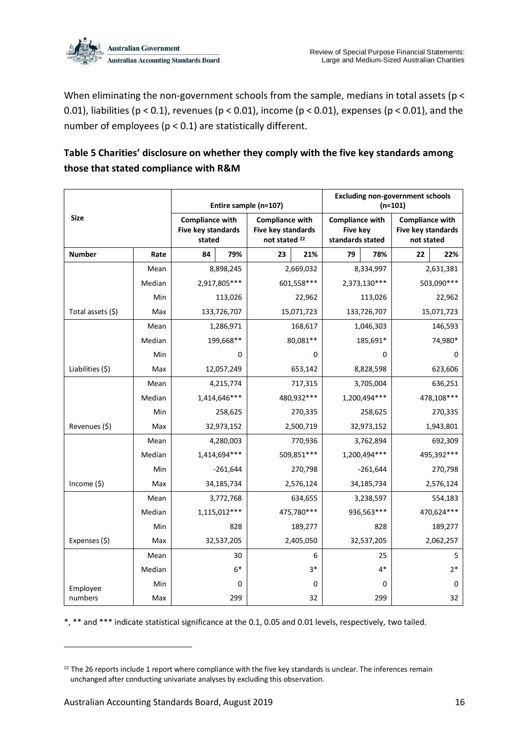When eliminating the non-government schools from the sample, medians in total assets ($p < 0.01$), liabilities ($p < 0.1$), revenues ($p < 0.01$), income ($p < 0.01$), expenses ($p < 0.01$), and the number of employees ($p < 0.1$) are statistically different.

**Table 5 Charities' disclosure on whether they comply with the five key standards among those that stated compliance with R&M**

| Size | | Entire sample (n=107) | | | | Excluding non-government schools (n=101) | | | |
|---|---|---|---|---|---|---|---|---|---|
| | | Compliance with Five key standards stated | | Compliance with Five key standards not stated [22] | | Compliance with Five key standards stated | | Compliance with Five key standards not stated | |
| Number | Rate | 84 | 79% | 23 | 21% | 79 | 78% | 22 | 22% |
| | Mean | 8,898,245 | | 2,669,032 | | 8,334,997 | | 2,631,381 | |
| | Median | 2,917,805*** | | 601,558*** | | 2,373,130*** | | 503,090*** | |
| | Min | 113,026 | | 22,962 | | 113,026 | | 22,962 | |
| Total assets ($) | Max | 133,726,707 | | 15,071,723 | | 133,726,707 | | 15,071,723 | |
| | Mean | 1,286,971 | | 168,617 | | 1,046,303 | | 146,593 | |
| | Median | 199,668** | | 80,081** | | 185,691* | | 74,980* | |
| | Min | 0 | | 0 | | 0 | | 0 | |
| Liabilities ($) | Max | 12,057,249 | | 653,142 | | 8,828,598 | | 623,606 | |
| | Mean | 4,215,774 | | 717,315 | | 3,705,004 | | 636,251 | |
| | Median | 1,414,646*** | | 480,932*** | | 1,200,494*** | | 478,108*** | |
| | Min | 258,625 | | 270,335 | | 258,625 | | 270,335 | |
| Revenues ($) | Max | 32,973,152 | | 2,500,719 | | 32,973,152 | | 1,943,801 | |
| | Mean | 4,280,003 | | 770,936 | | 3,762,894 | | 692,309 | |
| | Median | 1,414,694*** | | 509,851*** | | 1,200,494*** | | 495,392*** | |
| | Min | -261,644 | | 270,798 | | -261,644 | | 270,798 | |
| Income ($) | Max | 34,185,734 | | 2,576,124 | | 34,185,734 | | 2,576,124 | |
| | Mean | 3,772,768 | | 634,655 | | 3,238,597 | | 554,183 | |
| | Median | 1,115,012*** | | 475,780*** | | 936,563*** | | 470,624*** | |
| | Min | 828 | | 189,277 | | 828 | | 189,277 | |
| Expenses ($) | Max | 32,537,205 | | 2,405,050 | | 32,537,205 | | 2,062,257 | |
| | Mean | 30 | | 6 | | 25 | | 5 | |
| | Median | 6* | | 3* | | 4* | | 2* | |
| | Min | 0 | | 0 | | 0 | | 0 | |
| Employee numbers | Max | 299 | | 32 | | 299 | | 32 | |

*, ** and *** indicate statistical significance at the 0.1, 0.05 and 0.01 levels, respectively, two tailed.

[22] The 26 reports include 1 report where compliance with the five key standards is unclear. The inferences remain unchanged after conducting univariate analyses by excluding this observation.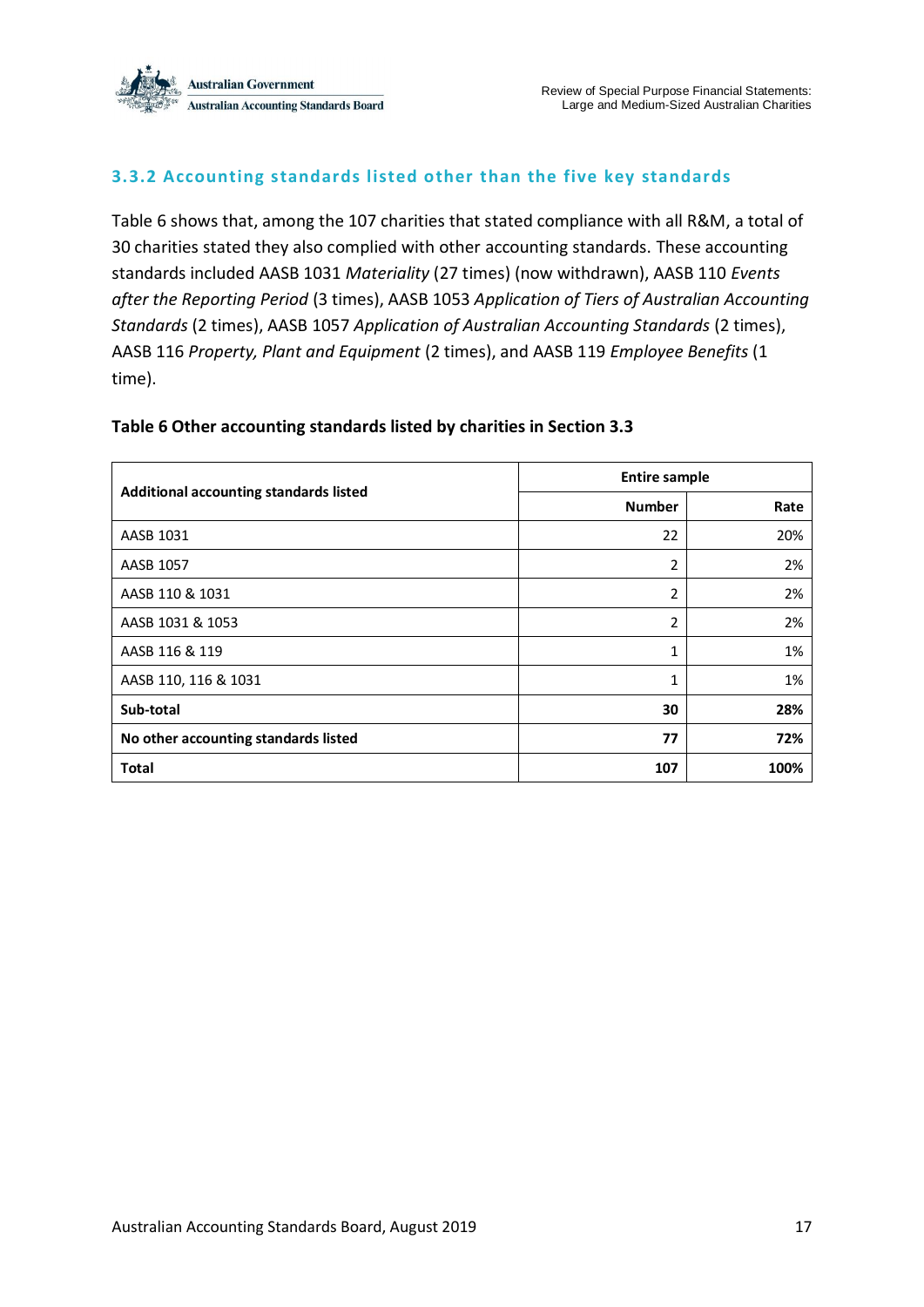### 3.3.2 Accounting standards listed other than the five key standards

Table 6 shows that, among the 107 charities that stated compliance with all R&M, a total of 30 charities stated they also complied with other accounting standards. These accounting standards included AASB 1031 *Materiality* (27 times) (now withdrawn), AASB 110 *Events after the Reporting Period* (3 times), AASB 1053 *Application of Tiers of Australian Accounting Standards* (2 times), AASB 1057 *Application of Australian Accounting Standards* (2 times), AASB 116 *Property, Plant and Equipment* (2 times), and AASB 119 *Employee Benefits* (1 time).

**Table 6 Other accounting standards listed by charities in Section 3.3**

| Additional accounting standards listed | Entire sample | |
|---|---|---|
| | Number | Rate |
| AASB 1031 | 22 | 20% |
| AASB 1057 | 2 | 2% |
| AASB 110 & 1031 | 2 | 2% |
| AASB 1031 & 1053 | 2 | 2% |
| AASB 116 & 119 | 1 | 1% |
| AASB 110, 116 & 1031 | 1 | 1% |
| **Sub-total** | **30** | **28%** |
| **No other accounting standards listed** | **77** | **72%** |
| **Total** | **107** | **100%** |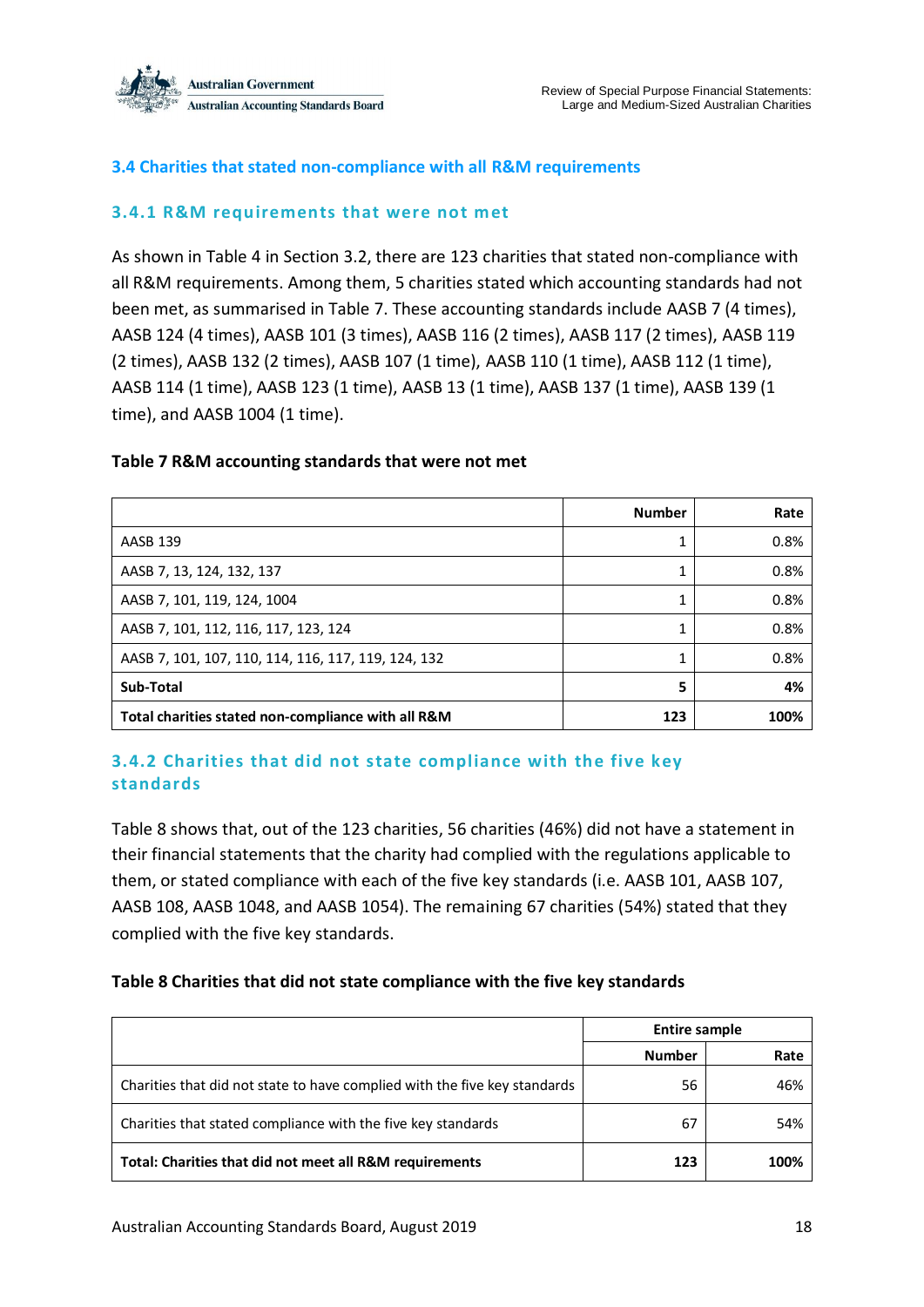## 3.4 Charities that stated non-compliance with all R&M requirements

### 3.4.1 R&M requirements that were not met

As shown in Table 4 in Section 3.2, there are 123 charities that stated non-compliance with all R&M requirements. Among them, 5 charities stated which accounting standards had not been met, as summarised in Table 7. These accounting standards include AASB 7 (4 times), AASB 124 (4 times), AASB 101 (3 times), AASB 116 (2 times), AASB 117 (2 times), AASB 119 (2 times), AASB 132 (2 times), AASB 107 (1 time), AASB 110 (1 time), AASB 112 (1 time), AASB 114 (1 time), AASB 123 (1 time), AASB 13 (1 time), AASB 137 (1 time), AASB 139 (1 time), and AASB 1004 (1 time).

**Table 7 R&M accounting standards that were not met**

| | Number | Rate |
|---|---|---|
| AASB 139 | 1 | 0.8% |
| AASB 7, 13, 124, 132, 137 | 1 | 0.8% |
| AASB 7, 101, 119, 124, 1004 | 1 | 0.8% |
| AASB 7, 101, 112, 116, 117, 123, 124 | 1 | 0.8% |
| AASB 7, 101, 107, 110, 114, 116, 117, 119, 124, 132 | 1 | 0.8% |
| **Sub-Total** | **5** | **4%** |
| **Total charities stated non-compliance with all R&M** | **123** | **100%** |

### 3.4.2 Charities that did not state compliance with the five key standards

Table 8 shows that, out of the 123 charities, 56 charities (46%) did not have a statement in their financial statements that the charity had complied with the regulations applicable to them, or stated compliance with each of the five key standards (i.e. AASB 101, AASB 107, AASB 108, AASB 1048, and AASB 1054). The remaining 67 charities (54%) stated that they complied with the five key standards.

**Table 8 Charities that did not state compliance with the five key standards**

| | Entire sample | |
|---|---|---|
| | Number | Rate |
| Charities that did not state to have complied with the five key standards | 56 | 46% |
| Charities that stated compliance with the five key standards | 67 | 54% |
| **Total: Charities that did not meet all R&M requirements** | **123** | **100%** |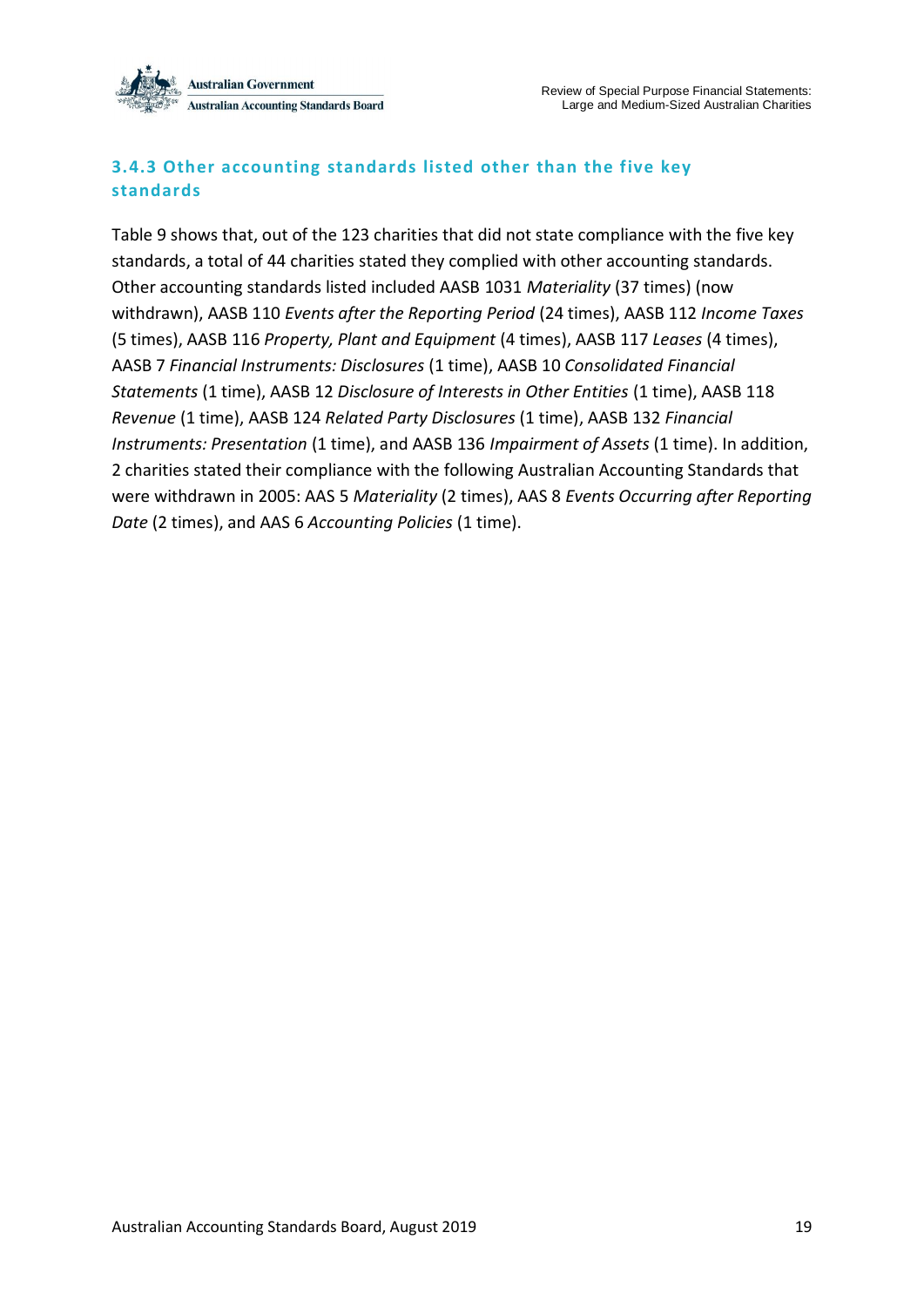### 3.4.3 Other accounting standards listed other than the five key standards

Table 9 shows that, out of the 123 charities that did not state compliance with the five key standards, a total of 44 charities stated they complied with other accounting standards. Other accounting standards listed included AASB 1031 *Materiality* (37 times) (now withdrawn), AASB 110 *Events after the Reporting Period* (24 times), AASB 112 *Income Taxes* (5 times), AASB 116 *Property, Plant and Equipment* (4 times), AASB 117 *Leases* (4 times), AASB 7 *Financial Instruments: Disclosures* (1 time), AASB 10 *Consolidated Financial Statements* (1 time), AASB 12 *Disclosure of Interests in Other Entities* (1 time), AASB 118 *Revenue* (1 time), AASB 124 *Related Party Disclosures* (1 time), AASB 132 *Financial Instruments: Presentation* (1 time), and AASB 136 *Impairment of Assets* (1 time). In addition, 2 charities stated their compliance with the following Australian Accounting Standards that were withdrawn in 2005: AAS 5 *Materiality* (2 times), AAS 8 *Events Occurring after Reporting Date* (2 times), and AAS 6 *Accounting Policies* (1 time).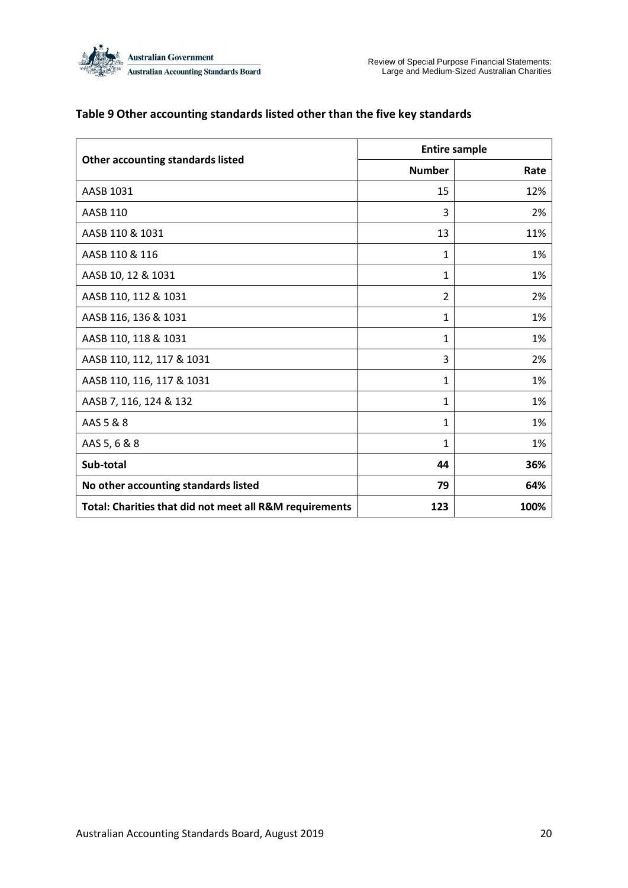**Table 9 Other accounting standards listed other than the five key standards**

| Other accounting standards listed | Entire sample | |
|---|---|---|
| | **Number** | **Rate** |
| AASB 1031 | 15 | 12% |
| AASB 110 | 3 | 2% |
| AASB 110 & 1031 | 13 | 11% |
| AASB 110 & 116 | 1 | 1% |
| AASB 10, 12 & 1031 | 1 | 1% |
| AASB 110, 112 & 1031 | 2 | 2% |
| AASB 116, 136 & 1031 | 1 | 1% |
| AASB 110, 118 & 1031 | 1 | 1% |
| AASB 110, 112, 117 & 1031 | 3 | 2% |
| AASB 110, 116, 117 & 1031 | 1 | 1% |
| AASB 7, 116, 124 & 132 | 1 | 1% |
| AAS 5 & 8 | 1 | 1% |
| AAS 5, 6 & 8 | 1 | 1% |
| **Sub-total** | **44** | **36%** |
| **No other accounting standards listed** | **79** | **64%** |
| **Total: Charities that did not meet all R&M requirements** | **123** | **100%** |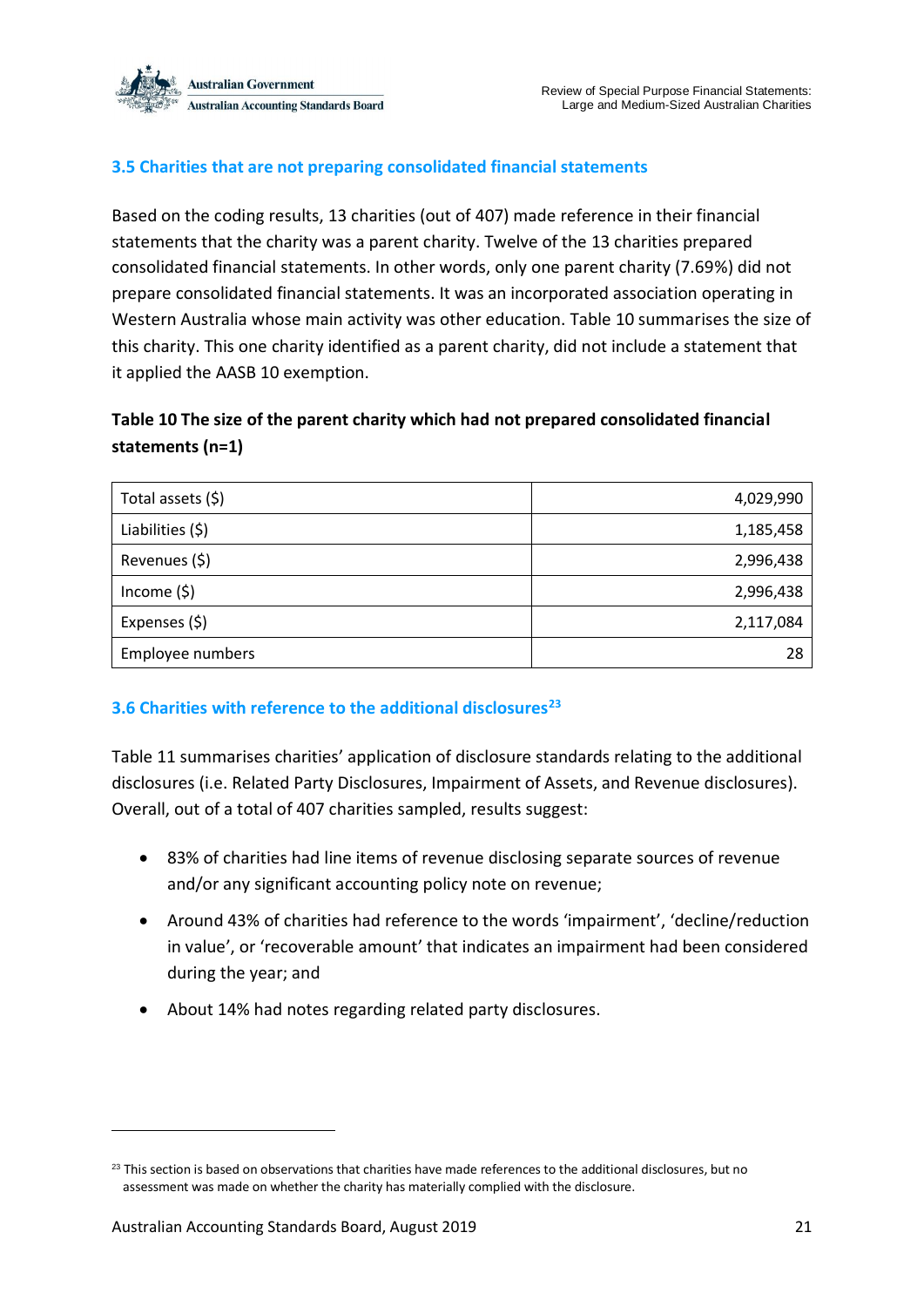### 3.5 Charities that are not preparing consolidated financial statements

Based on the coding results, 13 charities (out of 407) made reference in their financial statements that the charity was a parent charity. Twelve of the 13 charities prepared consolidated financial statements. In other words, only one parent charity (7.69%) did not prepare consolidated financial statements. It was an incorporated association operating in Western Australia whose main activity was other education. Table 10 summarises the size of this charity. This one charity identified as a parent charity, did not include a statement that it applied the AASB 10 exemption.

**Table 10 The size of the parent charity which had not prepared consolidated financial statements (n=1)**

| | |
|---|---:|
| Total assets ($) | 4,029,990 |
| Liabilities ($) | 1,185,458 |
| Revenues ($) | 2,996,438 |
| Income ($) | 2,996,438 |
| Expenses ($) | 2,117,084 |
| Employee numbers | 28 |

### 3.6 Charities with reference to the additional disclosures[23]

Table 11 summarises charities' application of disclosure standards relating to the additional disclosures (i.e. Related Party Disclosures, Impairment of Assets, and Revenue disclosures). Overall, out of a total of 407 charities sampled, results suggest:

- 83% of charities had line items of revenue disclosing separate sources of revenue and/or any significant accounting policy note on revenue;
- Around 43% of charities had reference to the words 'impairment', 'decline/reduction in value', or 'recoverable amount' that indicates an impairment had been considered during the year; and
- About 14% had notes regarding related party disclosures.

[23] This section is based on observations that charities have made references to the additional disclosures, but no assessment was made on whether the charity has materially complied with the disclosure.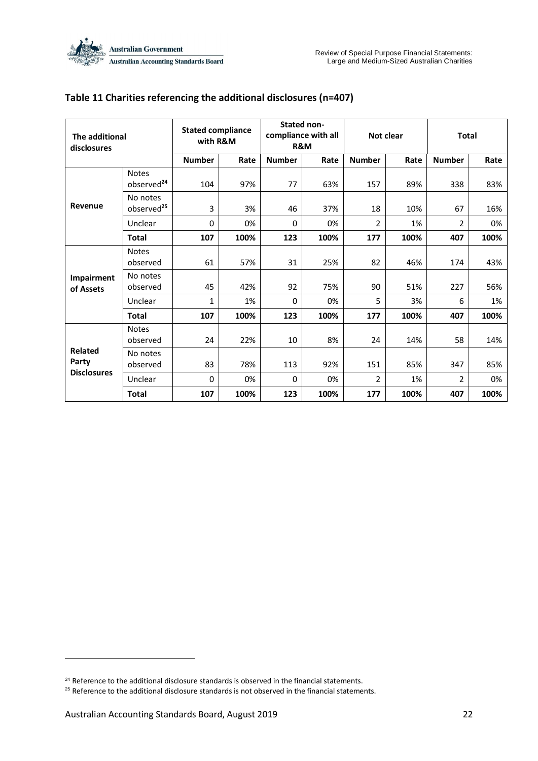### Table 11 Charities referencing the additional disclosures (n=407)

| The additional disclosures | | Stated compliance with R&M | | Stated non-compliance with all R&M | | Not clear | | Total | |
|---|---|---|---|---|---|---|---|---|---|
| | | Number | Rate | Number | Rate | Number | Rate | Number | Rate |
| **Revenue** | Notes observed[24] | 104 | 97% | 77 | 63% | 157 | 89% | 338 | 83% |
| | No notes observed[25] | 3 | 3% | 46 | 37% | 18 | 10% | 67 | 16% |
| | Unclear | 0 | 0% | 0 | 0% | 2 | 1% | 2 | 0% |
| | **Total** | **107** | **100%** | **123** | **100%** | **177** | **100%** | **407** | **100%** |
| **Impairment of Assets** | Notes observed | 61 | 57% | 31 | 25% | 82 | 46% | 174 | 43% |
| | No notes observed | 45 | 42% | 92 | 75% | 90 | 51% | 227 | 56% |
| | Unclear | 1 | 1% | 0 | 0% | 5 | 3% | 6 | 1% |
| | **Total** | **107** | **100%** | **123** | **100%** | **177** | **100%** | **407** | **100%** |
| **Related Party Disclosures** | Notes observed | 24 | 22% | 10 | 8% | 24 | 14% | 58 | 14% |
| | No notes observed | 83 | 78% | 113 | 92% | 151 | 85% | 347 | 85% |
| | Unclear | 0 | 0% | 0 | 0% | 2 | 1% | 2 | 0% |
| | **Total** | **107** | **100%** | **123** | **100%** | **177** | **100%** | **407** | **100%** |

[24] Reference to the additional disclosure standards is observed in the financial statements.

[25] Reference to the additional disclosure standards is not observed in the financial statements.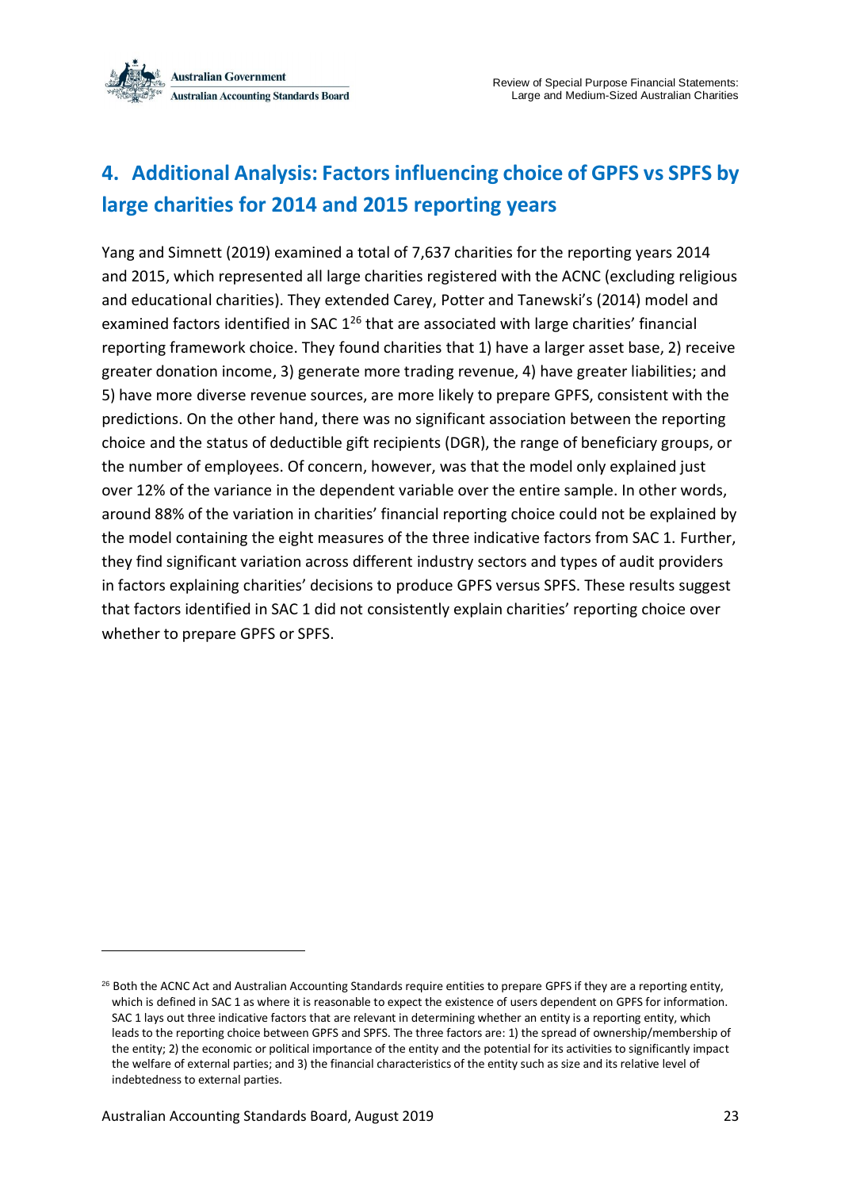## 4. Additional Analysis: Factors influencing choice of GPFS vs SPFS by large charities for 2014 and 2015 reporting years

Yang and Simnett (2019) examined a total of 7,637 charities for the reporting years 2014 and 2015, which represented all large charities registered with the ACNC (excluding religious and educational charities). They extended Carey, Potter and Tanewski's (2014) model and examined factors identified in SAC 1[26] that are associated with large charities' financial reporting framework choice. They found charities that 1) have a larger asset base, 2) receive greater donation income, 3) generate more trading revenue, 4) have greater liabilities; and 5) have more diverse revenue sources, are more likely to prepare GPFS, consistent with the predictions. On the other hand, there was no significant association between the reporting choice and the status of deductible gift recipients (DGR), the range of beneficiary groups, or the number of employees. Of concern, however, was that the model only explained just over 12% of the variance in the dependent variable over the entire sample. In other words, around 88% of the variation in charities' financial reporting choice could not be explained by the model containing the eight measures of the three indicative factors from SAC 1. Further, they find significant variation across different industry sectors and types of audit providers in factors explaining charities' decisions to produce GPFS versus SPFS. These results suggest that factors identified in SAC 1 did not consistently explain charities' reporting choice over whether to prepare GPFS or SPFS.

---

[26] Both the ACNC Act and Australian Accounting Standards require entities to prepare GPFS if they are a reporting entity, which is defined in SAC 1 as where it is reasonable to expect the existence of users dependent on GPFS for information. SAC 1 lays out three indicative factors that are relevant in determining whether an entity is a reporting entity, which leads to the reporting choice between GPFS and SPFS. The three factors are: 1) the spread of ownership/membership of the entity; 2) the economic or political importance of the entity and the potential for its activities to significantly impact the welfare of external parties; and 3) the financial characteristics of the entity such as size and its relative level of indebtedness to external parties.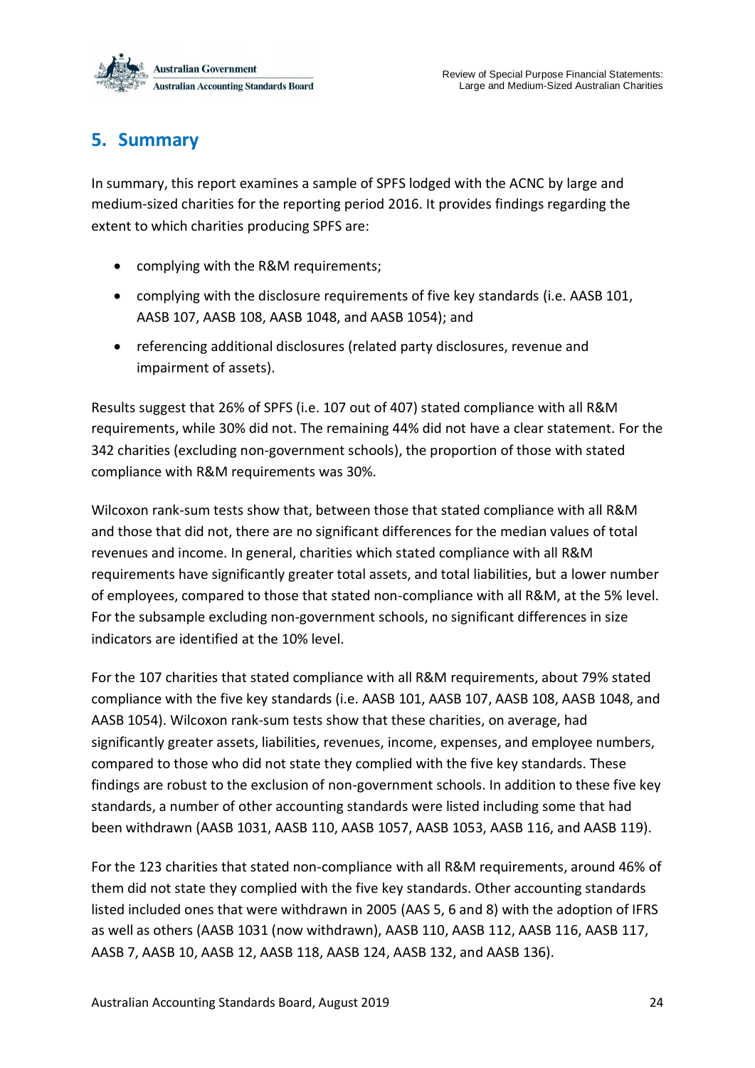## 5. Summary

In summary, this report examines a sample of SPFS lodged with the ACNC by large and medium-sized charities for the reporting period 2016. It provides findings regarding the extent to which charities producing SPFS are:

- complying with the R&M requirements;
- complying with the disclosure requirements of five key standards (i.e. AASB 101, AASB 107, AASB 108, AASB 1048, and AASB 1054); and
- referencing additional disclosures (related party disclosures, revenue and impairment of assets).

Results suggest that 26% of SPFS (i.e. 107 out of 407) stated compliance with all R&M requirements, while 30% did not. The remaining 44% did not have a clear statement. For the 342 charities (excluding non-government schools), the proportion of those with stated compliance with R&M requirements was 30%.

Wilcoxon rank-sum tests show that, between those that stated compliance with all R&M and those that did not, there are no significant differences for the median values of total revenues and income. In general, charities which stated compliance with all R&M requirements have significantly greater total assets, and total liabilities, but a lower number of employees, compared to those that stated non-compliance with all R&M, at the 5% level. For the subsample excluding non-government schools, no significant differences in size indicators are identified at the 10% level.

For the 107 charities that stated compliance with all R&M requirements, about 79% stated compliance with the five key standards (i.e. AASB 101, AASB 107, AASB 108, AASB 1048, and AASB 1054). Wilcoxon rank-sum tests show that these charities, on average, had significantly greater assets, liabilities, revenues, income, expenses, and employee numbers, compared to those who did not state they complied with the five key standards. These findings are robust to the exclusion of non-government schools. In addition to these five key standards, a number of other accounting standards were listed including some that had been withdrawn (AASB 1031, AASB 110, AASB 1057, AASB 1053, AASB 116, and AASB 119).

For the 123 charities that stated non-compliance with all R&M requirements, around 46% of them did not state they complied with the five key standards. Other accounting standards listed included ones that were withdrawn in 2005 (AAS 5, 6 and 8) with the adoption of IFRS as well as others (AASB 1031 (now withdrawn), AASB 110, AASB 112, AASB 116, AASB 117, AASB 7, AASB 10, AASB 12, AASB 118, AASB 124, AASB 132, and AASB 136).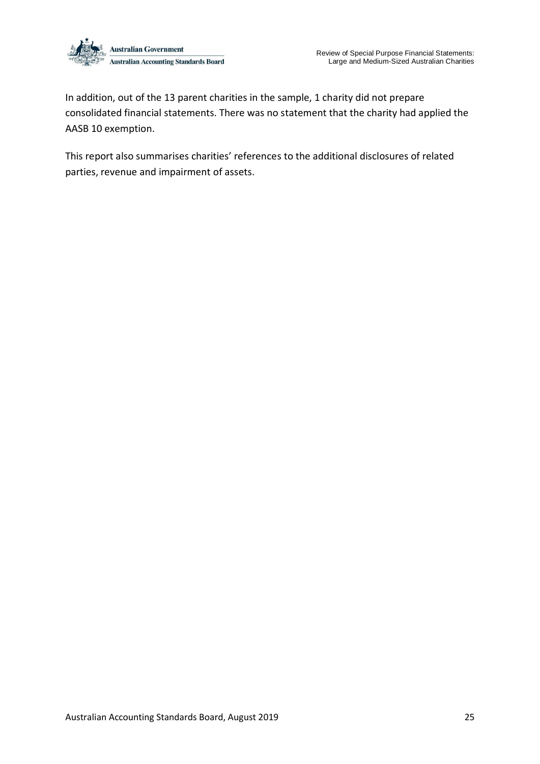In addition, out of the 13 parent charities in the sample, 1 charity did not prepare consolidated financial statements. There was no statement that the charity had applied the AASB 10 exemption.

This report also summarises charities' references to the additional disclosures of related parties, revenue and impairment of assets.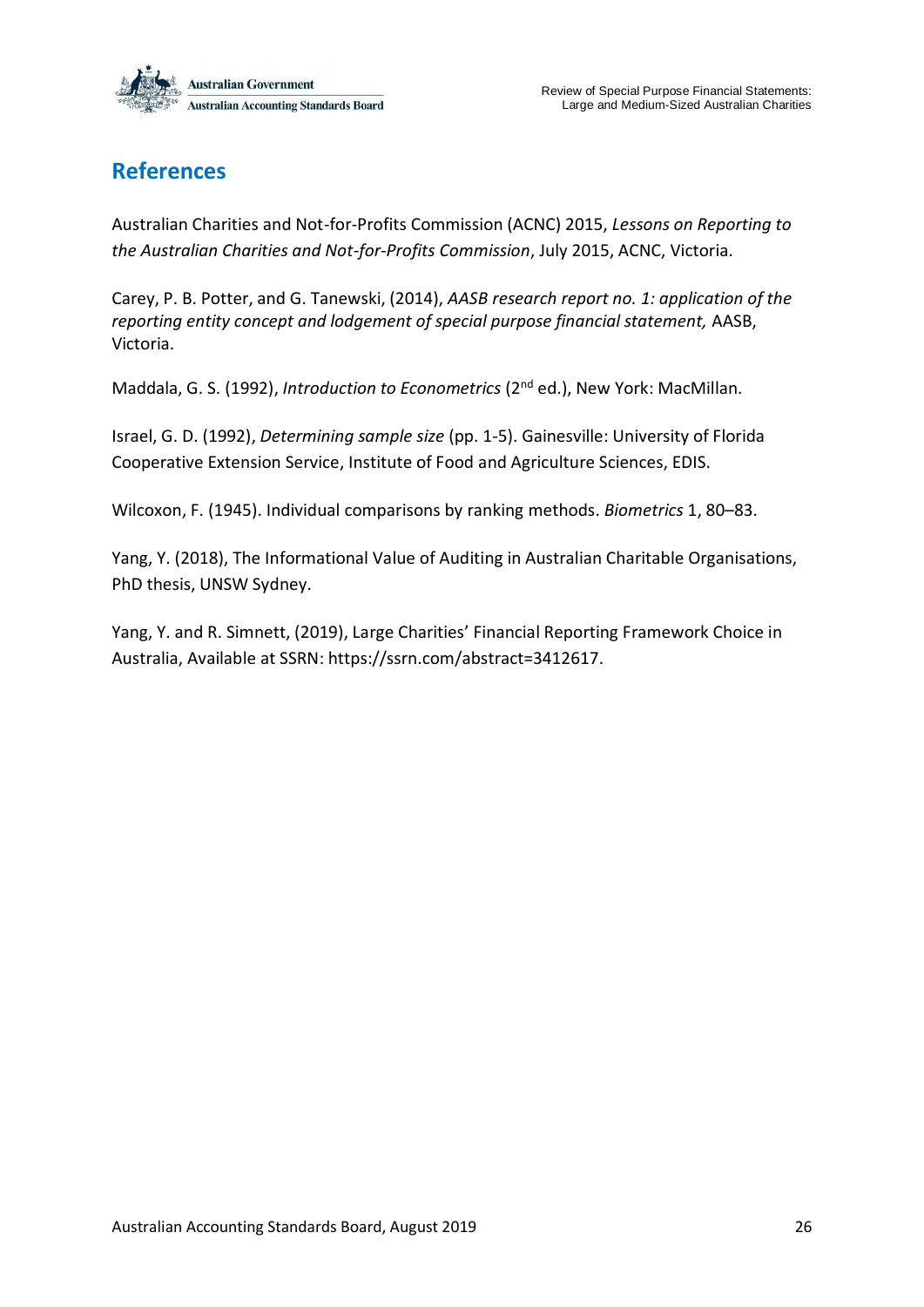## References

Australian Charities and Not-for-Profits Commission (ACNC) 2015, *Lessons on Reporting to the Australian Charities and Not-for-Profits Commission*, July 2015, ACNC, Victoria.

Carey, P. B. Potter, and G. Tanewski, (2014), *AASB research report no. 1: application of the reporting entity concept and lodgement of special purpose financial statement,* AASB, Victoria.

Maddala, G. S. (1992), *Introduction to Econometrics* (2nd ed.), New York: MacMillan.

Israel, G. D. (1992), *Determining sample size* (pp. 1-5). Gainesville: University of Florida Cooperative Extension Service, Institute of Food and Agriculture Sciences, EDIS.

Wilcoxon, F. (1945). Individual comparisons by ranking methods. *Biometrics* 1, 80–83.

Yang, Y. (2018), The Informational Value of Auditing in Australian Charitable Organisations, PhD thesis, UNSW Sydney.

Yang, Y. and R. Simnett, (2019), Large Charities' Financial Reporting Framework Choice in Australia, Available at SSRN: https://ssrn.com/abstract=3412617.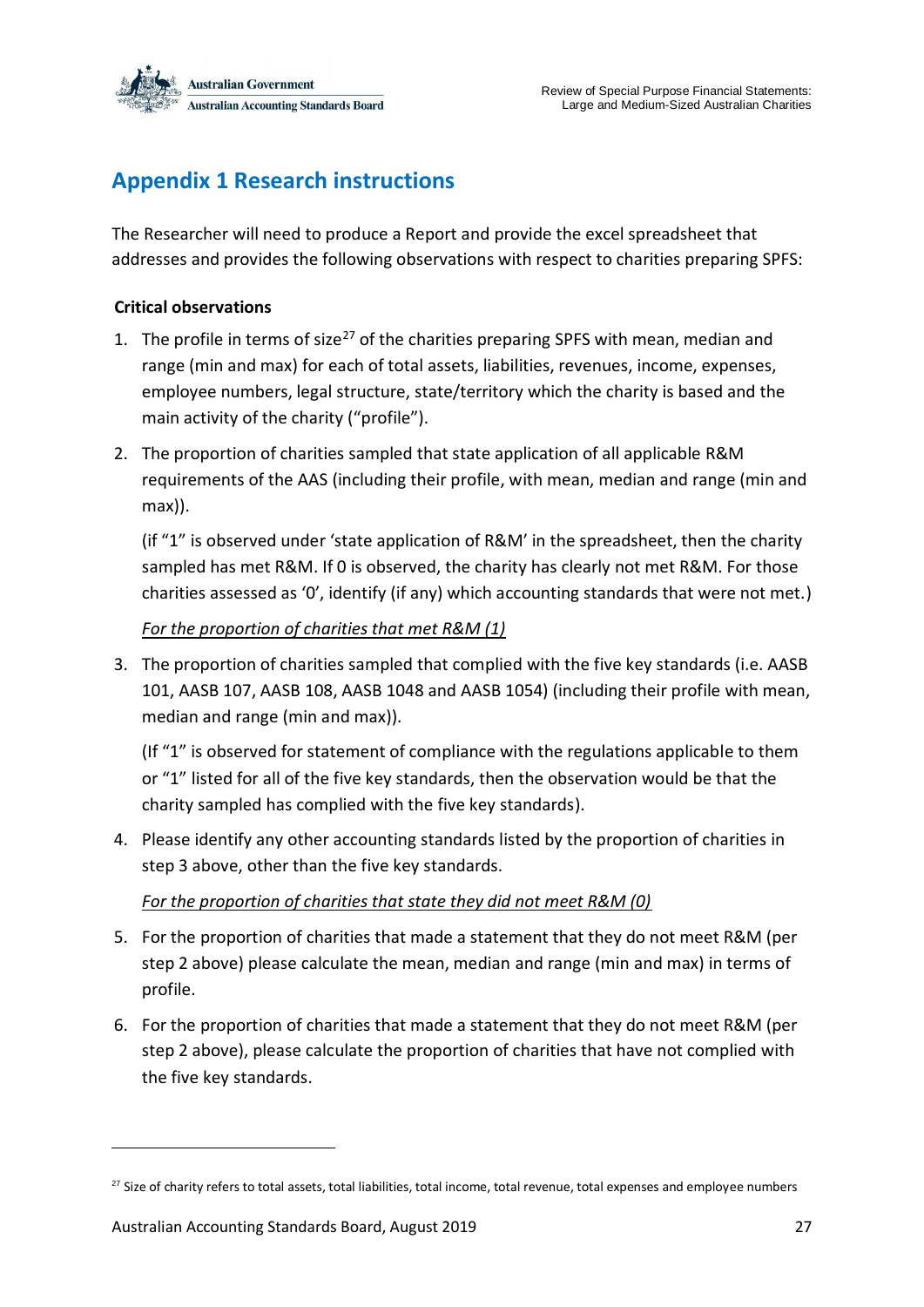## Appendix 1 Research instructions

The Researcher will need to produce a Report and provide the excel spreadsheet that addresses and provides the following observations with respect to charities preparing SPFS:

**Critical observations**

1. The profile in terms of size[27] of the charities preparing SPFS with mean, median and range (min and max) for each of total assets, liabilities, revenues, income, expenses, employee numbers, legal structure, state/territory which the charity is based and the main activity of the charity ("profile").

2. The proportion of charities sampled that state application of all applicable R&M requirements of the AAS (including their profile, with mean, median and range (min and max)).

   (if "1" is observed under 'state application of R&M' in the spreadsheet, then the charity sampled has met R&M. If 0 is observed, the charity has clearly not met R&M. For those charities assessed as '0', identify (if any) which accounting standards that were not met.)

   *For the proportion of charities that met R&M (1)*

3. The proportion of charities sampled that complied with the five key standards (i.e. AASB 101, AASB 107, AASB 108, AASB 1048 and AASB 1054) (including their profile with mean, median and range (min and max)).

   (If "1" is observed for statement of compliance with the regulations applicable to them or "1" listed for all of the five key standards, then the observation would be that the charity sampled has complied with the five key standards).

4. Please identify any other accounting standards listed by the proportion of charities in step 3 above, other than the five key standards.

   *For the proportion of charities that state they did not meet R&M (0)*

5. For the proportion of charities that made a statement that they do not meet R&M (per step 2 above) please calculate the mean, median and range (min and max) in terms of profile.

6. For the proportion of charities that made a statement that they do not meet R&M (per step 2 above), please calculate the proportion of charities that have not complied with the five key standards.

---

[27] Size of charity refers to total assets, total liabilities, total income, total revenue, total expenses and employee numbers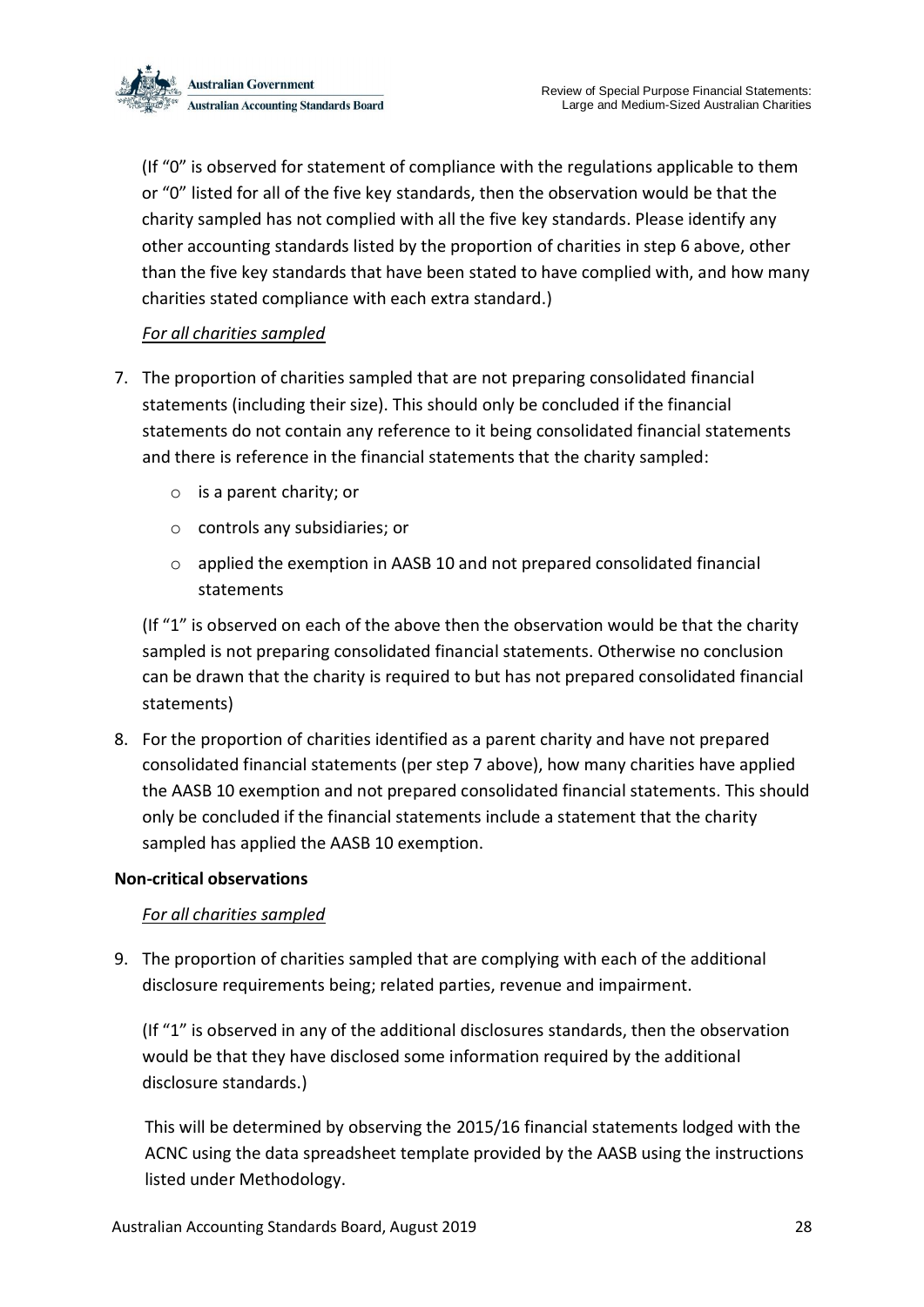(If "0" is observed for statement of compliance with the regulations applicable to them or "0" listed for all of the five key standards, then the observation would be that the charity sampled has not complied with all the five key standards. Please identify any other accounting standards listed by the proportion of charities in step 6 above, other than the five key standards that have been stated to have complied with, and how many charities stated compliance with each extra standard.)

*For all charities sampled*

7. The proportion of charities sampled that are not preparing consolidated financial statements (including their size). This should only be concluded if the financial statements do not contain any reference to it being consolidated financial statements and there is reference in the financial statements that the charity sampled:

   - is a parent charity; or
   - controls any subsidiaries; or
   - applied the exemption in AASB 10 and not prepared consolidated financial statements

   (If "1" is observed on each of the above then the observation would be that the charity sampled is not preparing consolidated financial statements. Otherwise no conclusion can be drawn that the charity is required to but has not prepared consolidated financial statements)

8. For the proportion of charities identified as a parent charity and have not prepared consolidated financial statements (per step 7 above), how many charities have applied the AASB 10 exemption and not prepared consolidated financial statements. This should only be concluded if the financial statements include a statement that the charity sampled has applied the AASB 10 exemption.

**Non-critical observations**

*For all charities sampled*

9. The proportion of charities sampled that are complying with each of the additional disclosure requirements being; related parties, revenue and impairment.

   (If "1" is observed in any of the additional disclosures standards, then the observation would be that they have disclosed some information required by the additional disclosure standards.)

   This will be determined by observing the 2015/16 financial statements lodged with the ACNC using the data spreadsheet template provided by the AASB using the instructions listed under Methodology.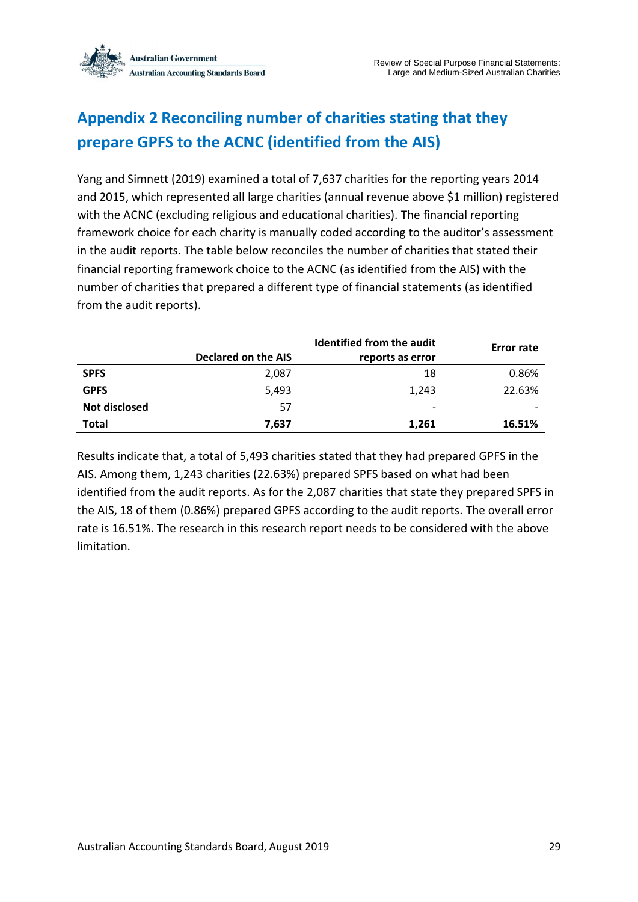# Appendix 2 Reconciling number of charities stating that they prepare GPFS to the ACNC (identified from the AIS)

Yang and Simnett (2019) examined a total of 7,637 charities for the reporting years 2014 and 2015, which represented all large charities (annual revenue above $1 million) registered with the ACNC (excluding religious and educational charities). The financial reporting framework choice for each charity is manually coded according to the auditor's assessment in the audit reports. The table below reconciles the number of charities that stated their financial reporting framework choice to the ACNC (as identified from the AIS) with the number of charities that prepared a different type of financial statements (as identified from the audit reports).

| | Declared on the AIS | Identified from the audit reports as error | Error rate |
|---|---|---|---|
| **SPFS** | 2,087 | 18 | 0.86% |
| **GPFS** | 5,493 | 1,243 | 22.63% |
| **Not disclosed** | 57 | - | - |
| **Total** | **7,637** | **1,261** | **16.51%** |

Results indicate that, a total of 5,493 charities stated that they had prepared GPFS in the AIS. Among them, 1,243 charities (22.63%) prepared SPFS based on what had been identified from the audit reports. As for the 2,087 charities that state they prepared SPFS in the AIS, 18 of them (0.86%) prepared GPFS according to the audit reports. The overall error rate is 16.51%. The research in this research report needs to be considered with the above limitation.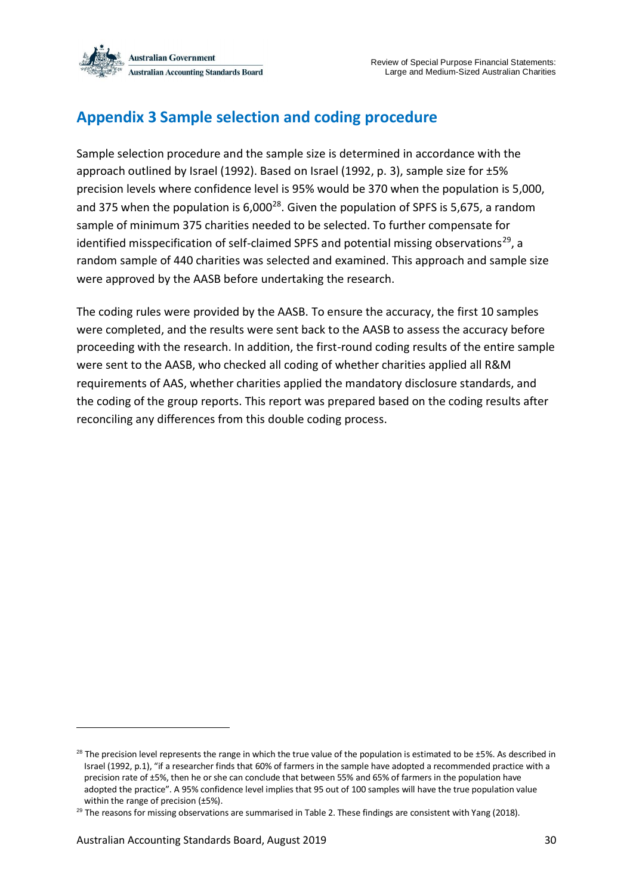## Appendix 3 Sample selection and coding procedure

Sample selection procedure and the sample size is determined in accordance with the approach outlined by Israel (1992). Based on Israel (1992, p. 3), sample size for ±5% precision levels where confidence level is 95% would be 370 when the population is 5,000, and 375 when the population is 6,000[28]. Given the population of SPFS is 5,675, a random sample of minimum 375 charities needed to be selected. To further compensate for identified misspecification of self-claimed SPFS and potential missing observations[29], a random sample of 440 charities was selected and examined. This approach and sample size were approved by the AASB before undertaking the research.

The coding rules were provided by the AASB. To ensure the accuracy, the first 10 samples were completed, and the results were sent back to the AASB to assess the accuracy before proceeding with the research. In addition, the first-round coding results of the entire sample were sent to the AASB, who checked all coding of whether charities applied all R&M requirements of AAS, whether charities applied the mandatory disclosure standards, and the coding of the group reports. This report was prepared based on the coding results after reconciling any differences from this double coding process.

---

[28] The precision level represents the range in which the true value of the population is estimated to be ±5%. As described in Israel (1992, p.1), "if a researcher finds that 60% of farmers in the sample have adopted a recommended practice with a precision rate of ±5%, then he or she can conclude that between 55% and 65% of farmers in the population have adopted the practice". A 95% confidence level implies that 95 out of 100 samples will have the true population value within the range of precision (±5%).

[29] The reasons for missing observations are summarised in Table 2. These findings are consistent with Yang (2018).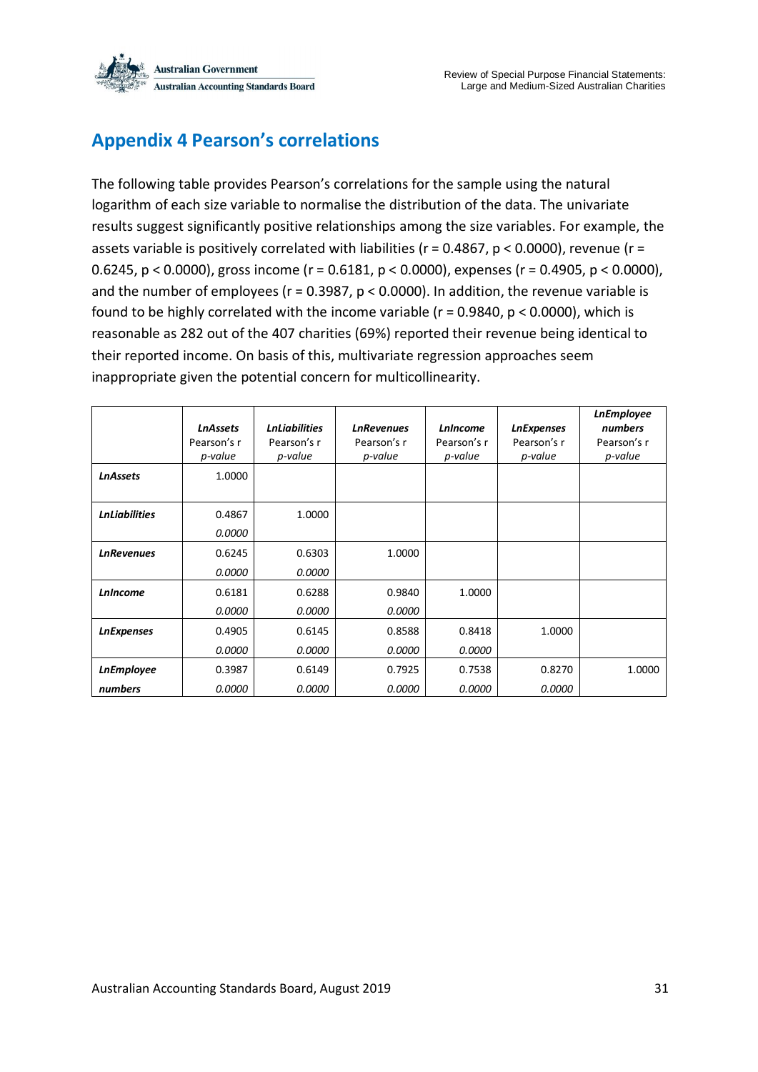## Appendix 4 Pearson's correlations

The following table provides Pearson's correlations for the sample using the natural logarithm of each size variable to normalise the distribution of the data. The univariate results suggest significantly positive relationships among the size variables. For example, the assets variable is positively correlated with liabilities ($r = 0.4867$, $p < 0.0000$), revenue ($r = 0.6245$, $p < 0.0000$), gross income ($r = 0.6181$, $p < 0.0000$), expenses ($r = 0.4905$, $p < 0.0000$), and the number of employees ($r = 0.3987$, $p < 0.0000$). In addition, the revenue variable is found to be highly correlated with the income variable ($r = 0.9840$, $p < 0.0000$), which is reasonable as 282 out of the 407 charities (69%) reported their revenue being identical to their reported income. On basis of this, multivariate regression approaches seem inappropriate given the potential concern for multicollinearity.

| | ***LnAssets*** Pearson's r *p-value* | ***LnLiabilities*** Pearson's r *p-value* | ***LnRevenues*** Pearson's r *p-value* | ***LnIncome*** Pearson's r *p-value* | ***LnExpenses*** Pearson's r *p-value* | ***LnEmployee numbers*** Pearson's r *p-value* |
|---|---|---|---|---|---|---|
| ***LnAssets*** | 1.0000 | | | | | |
| ***LnLiabilities*** | 0.4867 *0.0000* | 1.0000 | | | | |
| ***LnRevenues*** | 0.6245 *0.0000* | 0.6303 *0.0000* | 1.0000 | | | |
| ***LnIncome*** | 0.6181 *0.0000* | 0.6288 *0.0000* | 0.9840 *0.0000* | 1.0000 | | |
| ***LnExpenses*** | 0.4905 *0.0000* | 0.6145 *0.0000* | 0.8588 *0.0000* | 0.8418 *0.0000* | 1.0000 | |
| ***LnEmployee numbers*** | 0.3987 *0.0000* | 0.6149 *0.0000* | 0.7925 *0.0000* | 0.7538 *0.0000* | 0.8270 *0.0000* | 1.0000 |